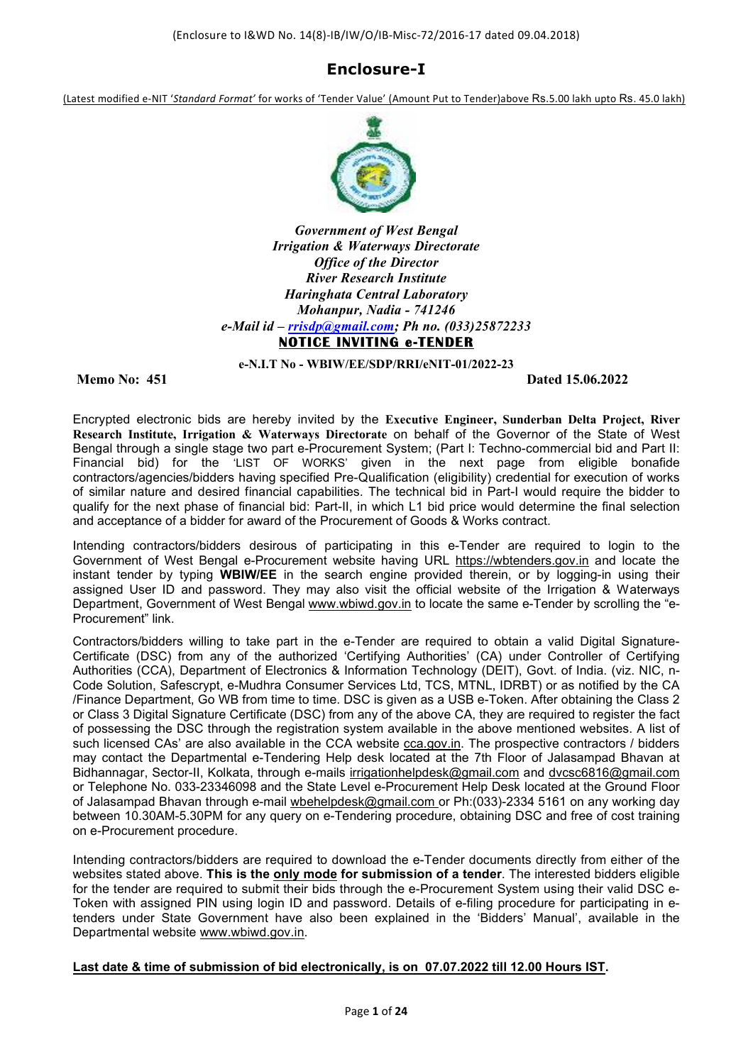(Enclosure to I&WD No. 14(8)-IB/IW/O/IB-Misc-72/2016-17 dated 09.04.2018)

# Enclosure-I

(Latest modified e-NIT '*Standard Format'* for works of 'Tender Value' (Amount Put to Tender)above Rs.5.00 lakh upto Rs. 45.0 lakh)

***Government of West Bengal***
***Irrigation & Waterways Directorate***
***Office of the Director***
***River Research Institute***
***Haringhata Central Laboratory***
***Mohanpur, Nadia - 741246***
***e-Mail id – rrisdp@gmail.com; Ph no. (033)25872233***

## NOTICE INVITING e-TENDER

**e-N.I.T No - WBIW/EE/SDP/RRI/eNIT-01/2022-23**

**Memo No: 451** **Dated 15.06.2022**

Encrypted electronic bids are hereby invited by the **Executive Engineer, Sunderban Delta Project, River Research Institute, Irrigation & Waterways Directorate** on behalf of the Governor of the State of West Bengal through a single stage two part e-Procurement System; (Part I: Techno-commercial bid and Part II: Financial bid) for the 'LIST OF WORKS' given in the next page from eligible bonafide contractors/agencies/bidders having specified Pre-Qualification (eligibility) credential for execution of works of similar nature and desired financial capabilities. The technical bid in Part-I would require the bidder to qualify for the next phase of financial bid: Part-II, in which L1 bid price would determine the final selection and acceptance of a bidder for award of the Procurement of Goods & Works contract.

Intending contractors/bidders desirous of participating in this e-Tender are required to login to the Government of West Bengal e-Procurement website having URL https://wbtenders.gov.in and locate the instant tender by typing **WBIW/EE** in the search engine provided therein, or by logging-in using their assigned User ID and password. They may also visit the official website of the Irrigation & Waterways Department, Government of West Bengal www.wbiwd.gov.in to locate the same e-Tender by scrolling the "e-Procurement" link.

Contractors/bidders willing to take part in the e-Tender are required to obtain a valid Digital Signature-Certificate (DSC) from any of the authorized 'Certifying Authorities' (CA) under Controller of Certifying Authorities (CCA), Department of Electronics & Information Technology (DEIT), Govt. of India. (viz. NIC, n-Code Solution, Safescrypt, e-Mudhra Consumer Services Ltd, TCS, MTNL, IDRBT) or as notified by the CA /Finance Department, Go WB from time to time. DSC is given as a USB e-Token. After obtaining the Class 2 or Class 3 Digital Signature Certificate (DSC) from any of the above CA, they are required to register the fact of possessing the DSC through the registration system available in the above mentioned websites. A list of such licensed CAs' are also available in the CCA website cca.gov.in. The prospective contractors / bidders may contact the Departmental e-Tendering Help desk located at the 7th Floor of Jalasampad Bhavan at Bidhannagar, Sector-II, Kolkata, through e-mails irrigationhelpdesk@gmail.com and dvcsc6816@gmail.com or Telephone No. 033-23346098 and the State Level e-Procurement Help Desk located at the Ground Floor of Jalasampad Bhavan through e-mail wbehelpdesk@gmail.com or Ph:(033)-2334 5161 on any working day between 10.30AM-5.30PM for any query on e-Tendering procedure, obtaining DSC and free of cost training on e-Procurement procedure.

Intending contractors/bidders are required to download the e-Tender documents directly from either of the websites stated above. **This is the only mode for submission of a tender**. The interested bidders eligible for the tender are required to submit their bids through the e-Procurement System using their valid DSC e-Token with assigned PIN using login ID and password. Details of e-filing procedure for participating in e-tenders under State Government have also been explained in the 'Bidders' Manual', available in the Departmental website www.wbiwd.gov.in.

**Last date & time of submission of bid electronically, is on 07.07.2022 till 12.00 Hours IST.**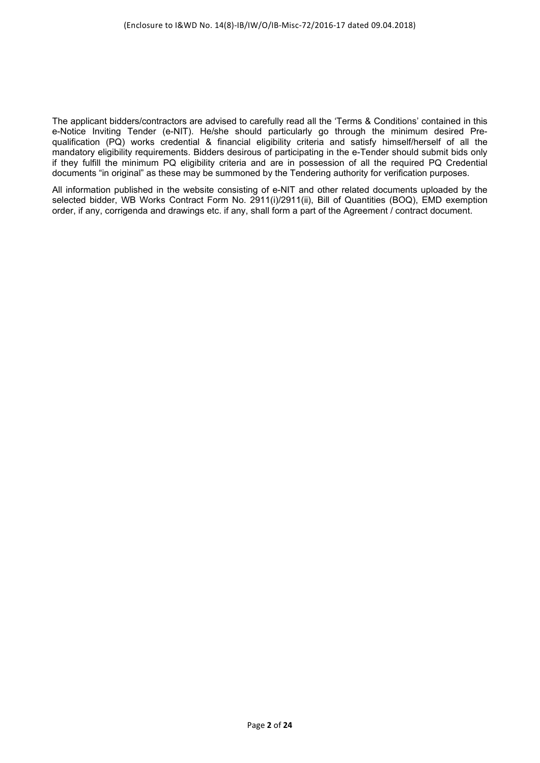The applicant bidders/contractors are advised to carefully read all the 'Terms & Conditions' contained in this e-Notice Inviting Tender (e-NIT). He/she should particularly go through the minimum desired Pre-qualification (PQ) works credential & financial eligibility criteria and satisfy himself/herself of all the mandatory eligibility requirements. Bidders desirous of participating in the e-Tender should submit bids only if they fulfill the minimum PQ eligibility criteria and are in possession of all the required PQ Credential documents "in original" as these may be summoned by the Tendering authority for verification purposes.

All information published in the website consisting of e-NIT and other related documents uploaded by the selected bidder, WB Works Contract Form No. 2911(i)/2911(ii), Bill of Quantities (BOQ), EMD exemption order, if any, corrigenda and drawings etc. if any, shall form a part of the Agreement / contract document.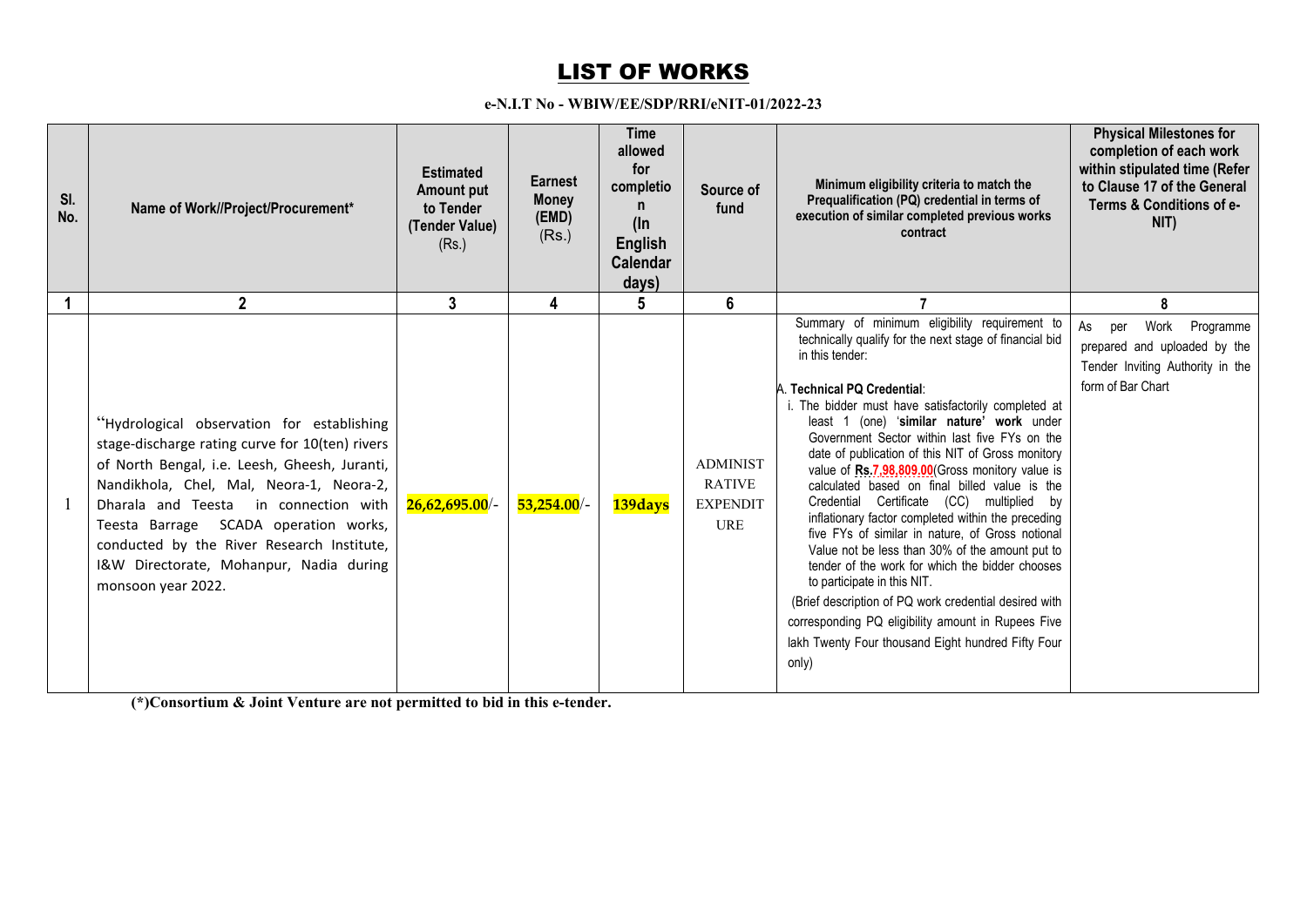# LIST OF WORKS

**e-N.I.T No - WBIW/EE/SDP/RRI/eNIT-01/2022-23**

| Sl. No. | Name of Work//Project/Procurement* | Estimated Amount put to Tender (Tender Value) (Rs.) | Earnest Money (EMD) (Rs.) | Time allowed for completion (In English Calendar days) | Source of fund | Minimum eligibility criteria to match the Prequalification (PQ) credential in terms of execution of similar completed previous works contract | Physical Milestones for completion of each work within stipulated time (Refer to Clause 17 of the General Terms & Conditions of e-NIT) |
|---|---|---|---|---|---|---|---|
| 1 | 2 | 3 | 4 | 5 | 6 | 7 | 8 |
| 1 | "Hydrological observation for establishing stage-discharge rating curve for 10(ten) rivers of North Bengal, i.e. Leesh, Gheesh, Juranti, Nandikhola, Chel, Mal, Neora-1, Neora-2, Dharala and Teesta in connection with Teesta Barrage SCADA operation works, conducted by the River Research Institute, I&W Directorate, Mohanpur, Nadia during monsoon year 2022. | 26,62,695.00/- | 53,254.00/- | 139days | ADMINISTRATIVE EXPENDITURE | Summary of minimum eligibility requirement to technically qualify for the next stage of financial bid in this tender:<br><br>A. **Technical PQ Credential**:<br>i. The bidder must have satisfactorily completed at least 1 (one) '**similar nature' work** under Government Sector within last five FYs on the date of publication of this NIT of Gross monitory value of **Rs.7,98,809.00**(Gross monitory value is calculated based on final billed value is the Credential Certificate (CC) multiplied by inflationary factor completed within the preceding five FYs of similar in nature, of Gross notional Value not be less than 30% of the amount put to tender of the work for which the bidder chooses to participate in this NIT.<br>(Brief description of PQ work credential desired with corresponding PQ eligibility amount in Rupees Five lakh Twenty Four thousand Eight hundred Fifty Four only) | As per Work Programme prepared and uploaded by the Tender Inviting Authority in the form of Bar Chart |

**(*)Consortium & Joint Venture are not permitted to bid in this e-tender.**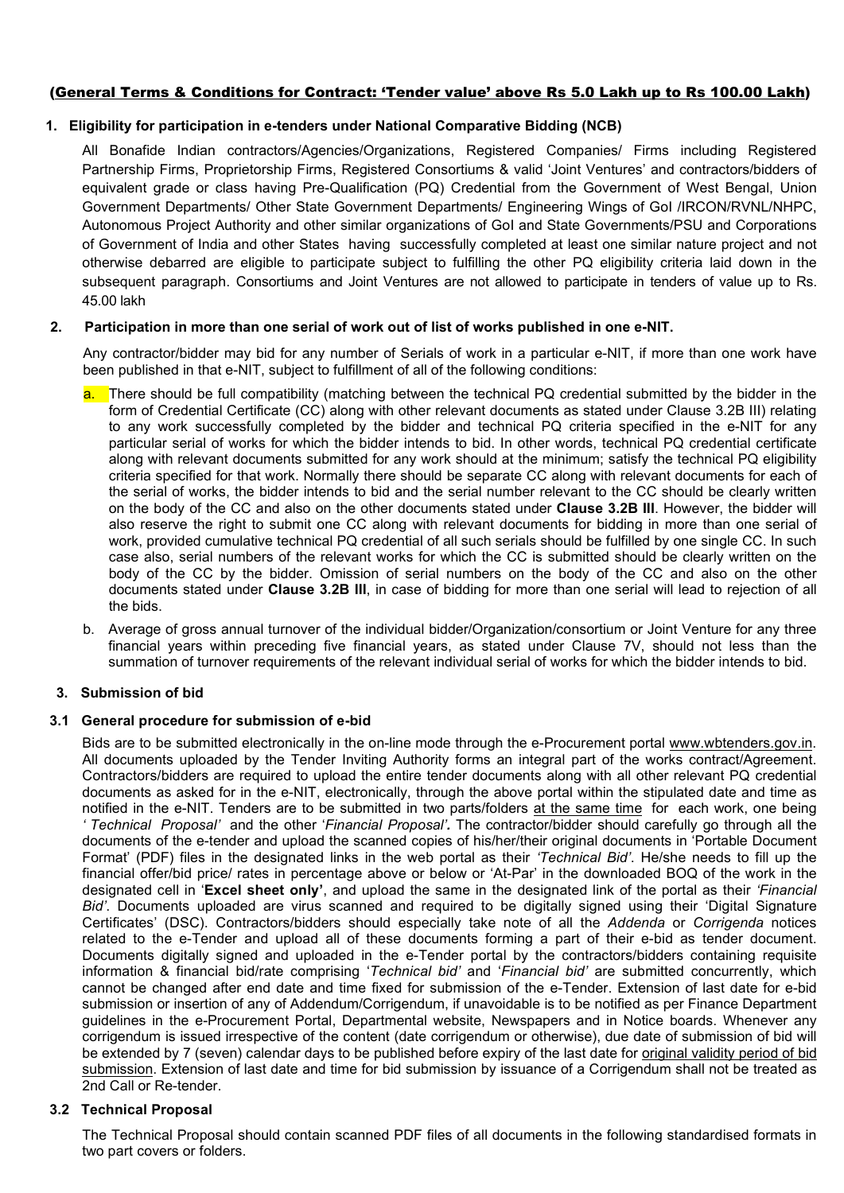**(General Terms & Conditions for Contract: 'Tender value' above Rs 5.0 Lakh up to Rs 100.00 Lakh)**

**1. Eligibility for participation in e-tenders under National Comparative Bidding (NCB)**

All Bonafide Indian contractors/Agencies/Organizations, Registered Companies/ Firms including Registered Partnership Firms, Proprietorship Firms, Registered Consortiums & valid 'Joint Ventures' and contractors/bidders of equivalent grade or class having Pre-Qualification (PQ) Credential from the Government of West Bengal, Union Government Departments/ Other State Government Departments/ Engineering Wings of GoI /IRCON/RVNL/NHPC, Autonomous Project Authority and other similar organizations of GoI and State Governments/PSU and Corporations of Government of India and other States having successfully completed at least one similar nature project and not otherwise debarred are eligible to participate subject to fulfilling the other PQ eligibility criteria laid down in the subsequent paragraph. Consortiums and Joint Ventures are not allowed to participate in tenders of value up to Rs. 45.00 lakh

**2. Participation in more than one serial of work out of list of works published in one e-NIT.**

Any contractor/bidder may bid for any number of Serials of work in a particular e-NIT, if more than one work have been published in that e-NIT, subject to fulfillment of all of the following conditions:

a. There should be full compatibility (matching between the technical PQ credential submitted by the bidder in the form of Credential Certificate (CC) along with other relevant documents as stated under Clause 3.2B III) relating to any work successfully completed by the bidder and technical PQ criteria specified in the e-NIT for any particular serial of works for which the bidder intends to bid. In other words, technical PQ credential certificate along with relevant documents submitted for any work should at the minimum; satisfy the technical PQ eligibility criteria specified for that work. Normally there should be separate CC along with relevant documents for each of the serial of works, the bidder intends to bid and the serial number relevant to the CC should be clearly written on the body of the CC and also on the other documents stated under **Clause 3.2B III**. However, the bidder will also reserve the right to submit one CC along with relevant documents for bidding in more than one serial of work, provided cumulative technical PQ credential of all such serials should be fulfilled by one single CC. In such case also, serial numbers of the relevant works for which the CC is submitted should be clearly written on the body of the CC by the bidder. Omission of serial numbers on the body of the CC and also on the other documents stated under **Clause 3.2B III**, in case of bidding for more than one serial will lead to rejection of all the bids.

b. Average of gross annual turnover of the individual bidder/Organization/consortium or Joint Venture for any three financial years within preceding five financial years, as stated under Clause 7V, should not less than the summation of turnover requirements of the relevant individual serial of works for which the bidder intends to bid.

**3. Submission of bid**

**3.1 General procedure for submission of e-bid**

Bids are to be submitted electronically in the on-line mode through the e-Procurement portal www.wbtenders.gov.in. All documents uploaded by the Tender Inviting Authority forms an integral part of the works contract/Agreement. Contractors/bidders are required to upload the entire tender documents along with all other relevant PQ credential documents as asked for in the e-NIT, electronically, through the above portal within the stipulated date and time as notified in the e-NIT. Tenders are to be submitted in two parts/folders at the same time for each work, one being *'Technical Proposal'* and the other '*Financial Proposal'*. The contractor/bidder should carefully go through all the documents of the e-tender and upload the scanned copies of his/her/their original documents in 'Portable Document Format' (PDF) files in the designated links in the web portal as their *'Technical Bid'*. He/she needs to fill up the financial offer/bid price/ rates in percentage above or below or 'At-Par' in the downloaded BOQ of the work in the designated cell in '**Excel sheet only'**, and upload the same in the designated link of the portal as their *'Financial Bid'*. Documents uploaded are virus scanned and required to be digitally signed using their 'Digital Signature Certificates' (DSC). Contractors/bidders should especially take note of all the *Addenda* or *Corrigenda* notices related to the e-Tender and upload all of these documents forming a part of their e-bid as tender document. Documents digitally signed and uploaded in the e-Tender portal by the contractors/bidders containing requisite information & financial bid/rate comprising '*Technical bid'* and '*Financial bid'* are submitted concurrently, which cannot be changed after end date and time fixed for submission of the e-Tender. Extension of last date for e-bid submission or insertion of any of Addendum/Corrigendum, if unavoidable is to be notified as per Finance Department guidelines in the e-Procurement Portal, Departmental website, Newspapers and in Notice boards. Whenever any corrigendum is issued irrespective of the content (date corrigendum or otherwise), due date of submission of bid will be extended by 7 (seven) calendar days to be published before expiry of the last date for original validity period of bid submission. Extension of last date and time for bid submission by issuance of a Corrigendum shall not be treated as 2nd Call or Re-tender.

**3.2 Technical Proposal**

The Technical Proposal should contain scanned PDF files of all documents in the following standardised formats in two part covers or folders.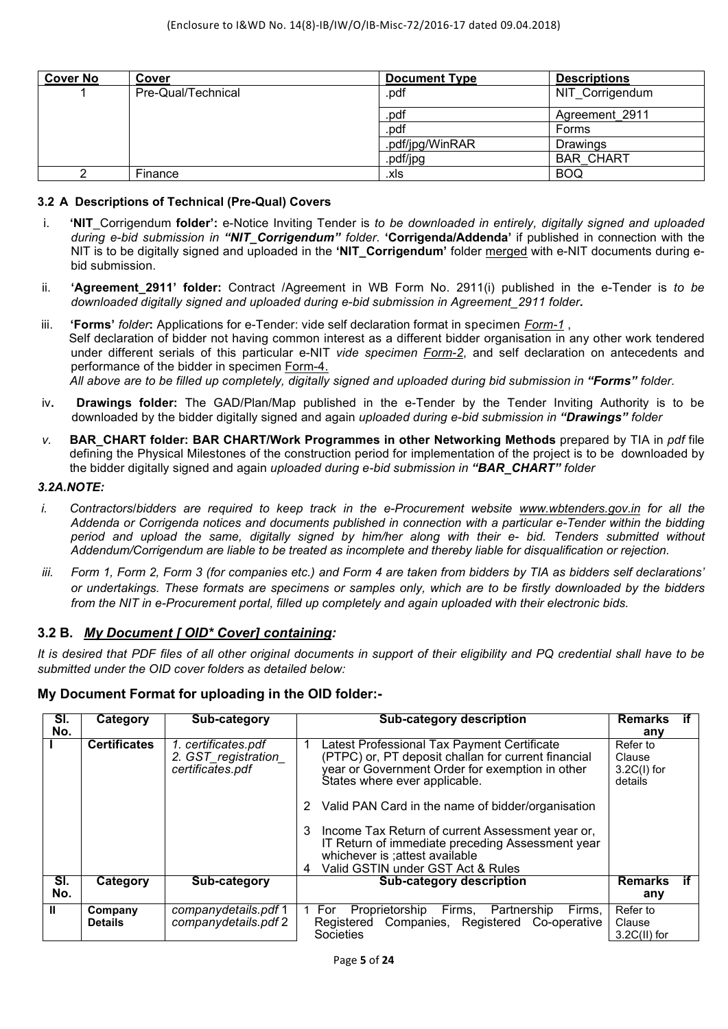(Enclosure to I&WD No. 14(8)-IB/IW/O/IB-Misc-72/2016-17 dated 09.04.2018)

| Cover No | Cover | Document Type | Descriptions |
|---|---|---|---|
| 1 | Pre-Qual/Technical | .pdf | NIT_Corrigendum |
| | | .pdf | Agreement_2911 |
| | | .pdf | Forms |
| | | .pdf/jpg/WinRAR | Drawings |
| | | .pdf/jpg | BAR_CHART |
| 2 | Finance | .xls | BOQ |

### 3.2 A Descriptions of Technical (Pre-Qual) Covers

i. **'NIT**_Corrigendum **folder':** e-Notice Inviting Tender is *to be downloaded in entirely, digitally signed and uploaded during e-bid submission in **"NIT_Corrigendum"** folder.* **'Corrigenda/Addenda'** if published in connection with the NIT is to be digitally signed and uploaded in the **'NIT_Corrigendum'** folder merged with e-NIT documents during e-bid submission.

ii. **'Agreement_2911' folder:** Contract /Agreement in WB Form No. 2911(i) published in the e-Tender is *to be downloaded digitally signed and uploaded during e-bid submission in Agreement_2911 folder**.***

iii. **'Forms'** *folder***:** Applications for e-Tender: vide self declaration format in specimen *Form-1* ,
Self declaration of bidder not having common interest as a different bidder organisation in any other work tendered under different serials of this particular e-NIT *vide specimen Form-2*, and self declaration on antecedents and performance of the bidder in specimen Form-4.
*All above are to be filled up completely, digitally signed and uploaded during bid submission in **"Forms"** folder.*

iv**.** **Drawings folder:** The GAD/Plan/Map published in the e-Tender by the Tender Inviting Authority is to be downloaded by the bidder digitally signed and again *uploaded during e-bid submission in **"Drawings"** folder*

*v.* **BAR_CHART folder: BAR CHART/Work Programmes in other Networking Methods** prepared by TIA in *pdf* file defining the Physical Milestones of the construction period for implementation of the project is to be downloaded by the bidder digitally signed and again *uploaded during e-bid submission in **"BAR_CHART"** folder*

***3.2A.NOTE:***

*i. Contractors/bidders are required to keep track in the e-Procurement website www.wbtenders.gov.in for all the Addenda or Corrigenda notices and documents published in connection with a particular e-Tender within the bidding period and upload the same, digitally signed by him/her along with their e- bid. Tenders submitted without Addendum/Corrigendum are liable to be treated as incomplete and thereby liable for disqualification or rejection.*

*iii. Form 1, Form 2, Form 3 (for companies etc.) and Form 4 are taken from bidders by TIA as bidders self declarations' or undertakings. These formats are specimens or samples only, which are to be firstly downloaded by the bidders from the NIT in e-Procurement portal, filled up completely and again uploaded with their electronic bids.*

### 3.2 B. *My Document [ OID* Cover] containing:*

*It is desired that PDF files of all other original documents in support of their eligibility and PQ credential shall have to be submitted under the OID cover folders as detailed below:*

### My Document Format for uploading in the OID folder:-

| Sl. No. | Category | Sub-category | Sub-category description | Remarks if any |
|---|---|---|---|---|
| I | **Certificates** | *1. certificates.pdf* <br> *2. GST_registration_ certificates.pdf* | 1 Latest Professional Tax Payment Certificate (PTPC) or, PT deposit challan for current financial year or Government Order for exemption in other States where ever applicable. <br> 2 Valid PAN Card in the name of bidder/organisation <br> 3 Income Tax Return of current Assessment year or, IT Return of immediate preceding Assessment year whichever is ;attest available <br> 4 Valid GSTIN under GST Act & Rules | Refer to Clause 3.2C(I) for details |
| **Sl. No.** | **Category** | **Sub-category** | **Sub-category description** | **Remarks if any** |
| II | **Company Details** | *companydetails.pdf 1* <br> *companydetails.pdf 2* | 1 For Proprietorship Firms, Partnership Firms, Registered Companies, Registered Co-operative Societies | Refer to Clause 3.2C(II) for |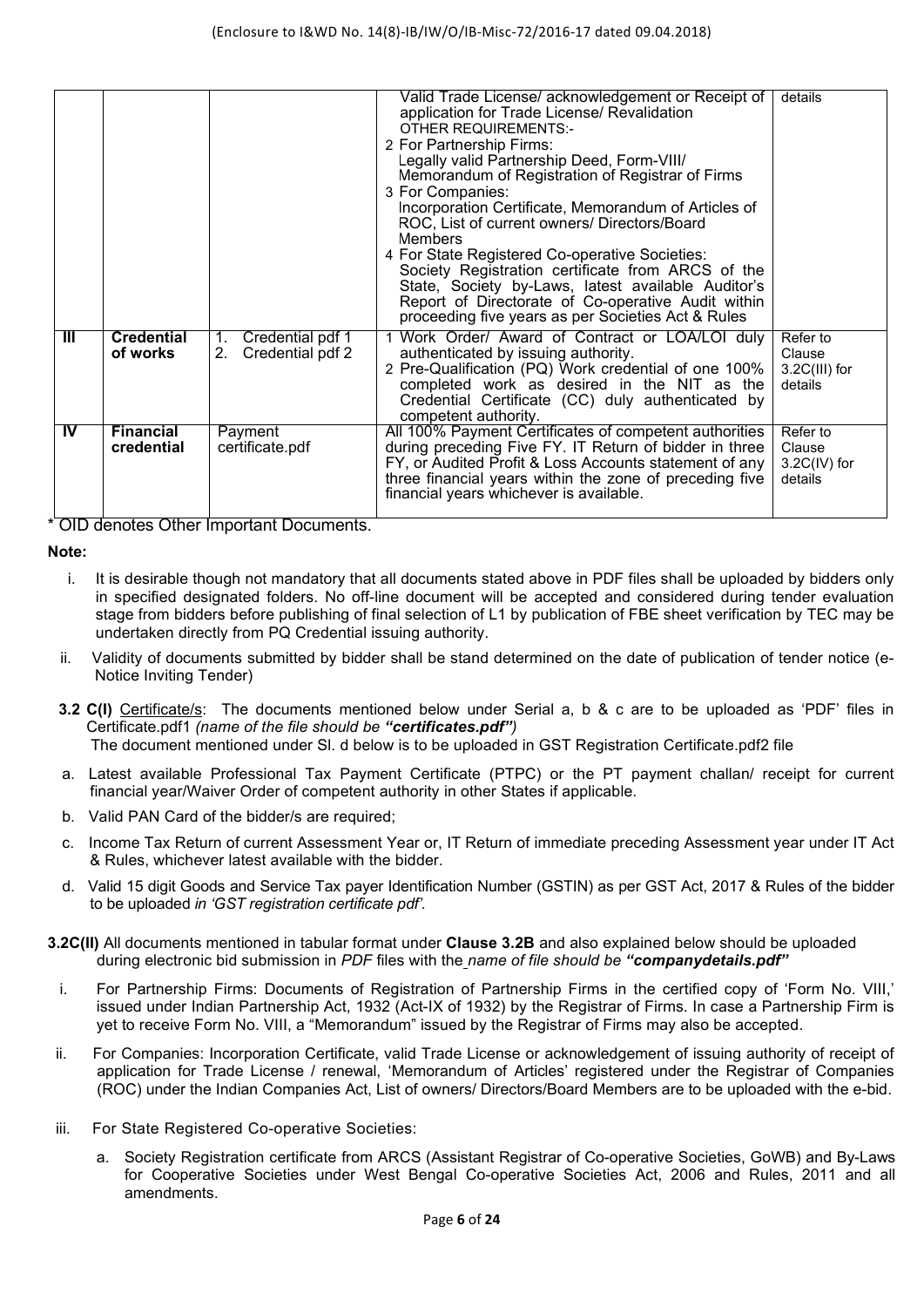(Enclosure to I&WD No. 14(8)-IB/IW/O/IB-Misc-72/2016-17 dated 09.04.2018)

| | | | | |
|---|---|---|---|---|
| | | | Valid Trade License/ acknowledgement or Receipt of application for Trade License/ Revalidation<br>OTHER REQUIREMENTS:-<br>2 For Partnership Firms:<br>Legally valid Partnership Deed, Form-VIII/ Memorandum of Registration of Registrar of Firms<br>3 For Companies:<br>Incorporation Certificate, Memorandum of Articles of ROC, List of current owners/ Directors/Board Members<br>4 For State Registered Co-operative Societies:<br>Society Registration certificate from ARCS of the State, Society by-Laws, latest available Auditor's Report of Directorate of Co-operative Audit within proceeding five years as per Societies Act & Rules | details |
| III | **Credential of works** | 1. Credential pdf 1<br>2. Credential pdf 2 | 1 Work Order/ Award of Contract or LOA/LOI duly authenticated by issuing authority.<br>2 Pre-Qualification (PQ) Work credential of one 100% completed work as desired in the NIT as the Credential Certificate (CC) duly authenticated by competent authority. | Refer to Clause 3.2C(III) for details |
| IV | **Financial credential** | Payment certificate.pdf | All 100% Payment Certificates of competent authorities during preceding Five FY. IT Return of bidder in three FY, or Audited Profit & Loss Accounts statement of any three financial years within the zone of preceding five financial years whichever is available. | Refer to Clause 3.2C(IV) for details |

\* OID denotes Other Important Documents.

**Note:**

i. It is desirable though not mandatory that all documents stated above in PDF files shall be uploaded by bidders only in specified designated folders. No off-line document will be accepted and considered during tender evaluation stage from bidders before publishing of final selection of L1 by publication of FBE sheet verification by TEC may be undertaken directly from PQ Credential issuing authority.

ii. Validity of documents submitted by bidder shall be stand determined on the date of publication of tender notice (e-Notice Inviting Tender)

**3.2 C(I)** Certificate/s: The documents mentioned below under Serial a, b & c are to be uploaded as 'PDF' files in Certificate.pdf1 *(name of the file should be **"certificates.pdf"**)*
The document mentioned under Sl. d below is to be uploaded in GST Registration Certificate.pdf2 file

a. Latest available Professional Tax Payment Certificate (PTPC) or the PT payment challan/ receipt for current financial year/Waiver Order of competent authority in other States if applicable.

b. Valid PAN Card of the bidder/s are required;

c. Income Tax Return of current Assessment Year or, IT Return of immediate preceding Assessment year under IT Act & Rules, whichever latest available with the bidder.

d. Valid 15 digit Goods and Service Tax payer Identification Number (GSTIN) as per GST Act, 2017 & Rules of the bidder to be uploaded *in 'GST registration certificate pdf'.*

**3.2C(II)** All documents mentioned in tabular format under **Clause 3.2B** and also explained below should be uploaded during electronic bid submission in *PDF* files with the *name of file should be **"companydetails.pdf"***

i. For Partnership Firms: Documents of Registration of Partnership Firms in the certified copy of 'Form No. VIII,' issued under Indian Partnership Act, 1932 (Act-IX of 1932) by the Registrar of Firms. In case a Partnership Firm is yet to receive Form No. VIII, a "Memorandum" issued by the Registrar of Firms may also be accepted.

ii. For Companies: Incorporation Certificate, valid Trade License or acknowledgement of issuing authority of receipt of application for Trade License / renewal, 'Memorandum of Articles' registered under the Registrar of Companies (ROC) under the Indian Companies Act, List of owners/ Directors/Board Members are to be uploaded with the e-bid.

iii. For State Registered Co-operative Societies:

a. Society Registration certificate from ARCS (Assistant Registrar of Co-operative Societies, GoWB) and By-Laws for Cooperative Societies under West Bengal Co-operative Societies Act, 2006 and Rules, 2011 and all amendments.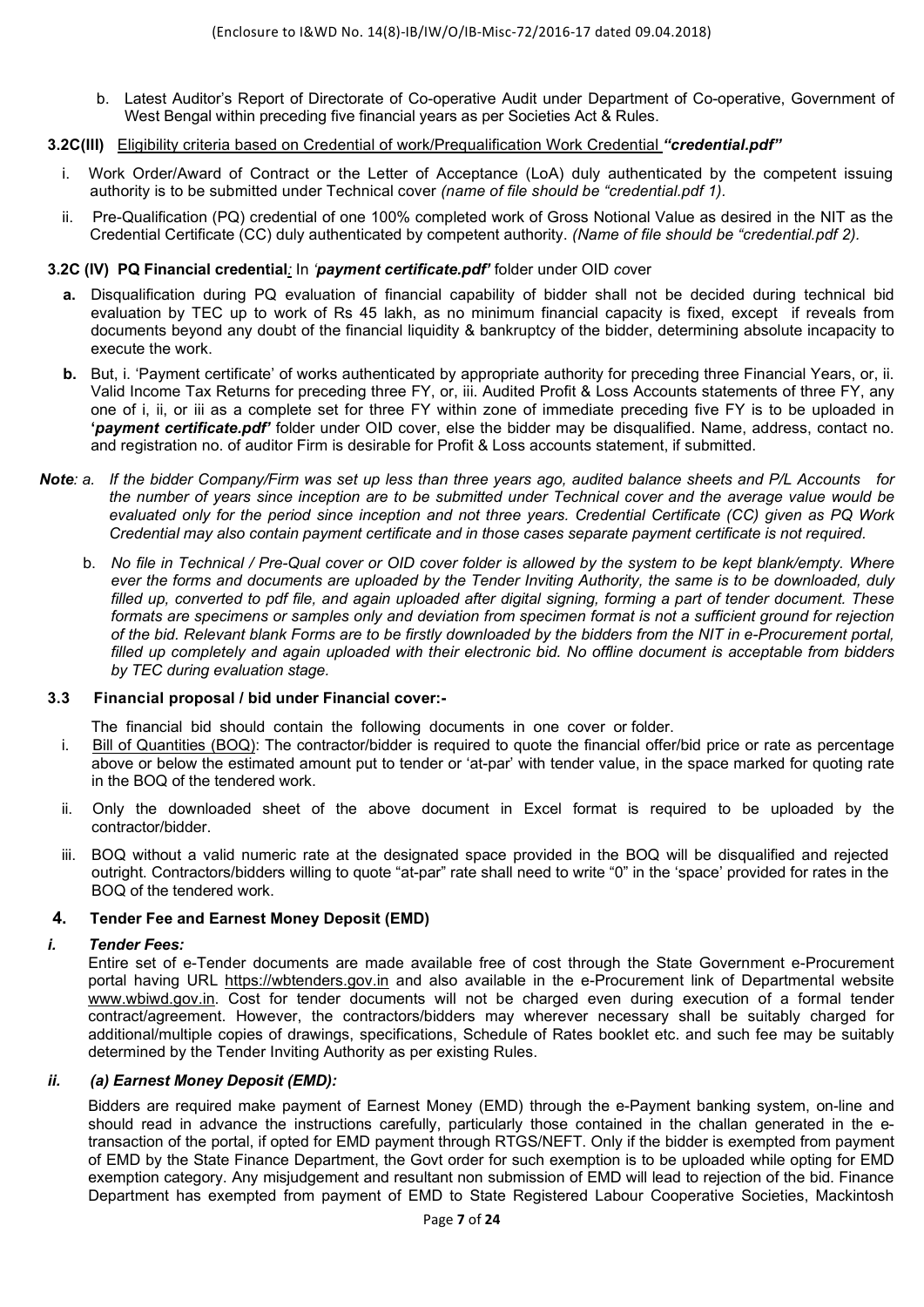b. Latest Auditor's Report of Directorate of Co-operative Audit under Department of Co-operative, Government of West Bengal within preceding five financial years as per Societies Act & Rules.

**3.2C(III)** Eligibility criteria based on Credential of work/Prequalification Work Credential ***"credential.pdf"***

i. Work Order/Award of Contract or the Letter of Acceptance (LoA) duly authenticated by the competent issuing authority is to be submitted under Technical cover *(name of file should be "credential.pdf 1).*

ii. Pre-Qualification (PQ) credential of one 100% completed work of Gross Notional Value as desired in the NIT as the Credential Certificate (CC) duly authenticated by competent authority. *(Name of file should be "credential.pdf 2).*

**3.2C (IV) PQ Financial credential**: In *'**payment certificate.pdf'*** folder under OID cover

**a.** Disqualification during PQ evaluation of financial capability of bidder shall not be decided during technical bid evaluation by TEC up to work of Rs 45 lakh, as no minimum financial capacity is fixed, except if reveals from documents beyond any doubt of the financial liquidity & bankruptcy of the bidder, determining absolute incapacity to execute the work.

**b.** But, i. 'Payment certificate' of works authenticated by appropriate authority for preceding three Financial Years, or, ii. Valid Income Tax Returns for preceding three FY, or, iii. Audited Profit & Loss Accounts statements of three FY, any one of i, ii, or iii as a complete set for three FY within zone of immediate preceding five FY is to be uploaded in **'*payment certificate.pdf'*** folder under OID cover, else the bidder may be disqualified. Name, address, contact no. and registration no. of auditor Firm is desirable for Profit & Loss accounts statement, if submitted.

***Note****: a. If the bidder Company/Firm was set up less than three years ago, audited balance sheets and P/L Accounts for the number of years since inception are to be submitted under Technical cover and the average value would be evaluated only for the period since inception and not three years. Credential Certificate (CC) given as PQ Work Credential may also contain payment certificate and in those cases separate payment certificate is not required.*

b. *No file in Technical / Pre-Qual cover or OID cover folder is allowed by the system to be kept blank/empty. Where ever the forms and documents are uploaded by the Tender Inviting Authority, the same is to be downloaded, duly filled up, converted to pdf file, and again uploaded after digital signing, forming a part of tender document. These formats are specimens or samples only and deviation from specimen format is not a sufficient ground for rejection of the bid. Relevant blank Forms are to be firstly downloaded by the bidders from the NIT in e-Procurement portal, filled up completely and again uploaded with their electronic bid. No offline document is acceptable from bidders by TEC during evaluation stage.*

### 3.3 Financial proposal / bid under Financial cover:-

The financial bid should contain the following documents in one cover or folder.

i. Bill of Quantities (BOQ): The contractor/bidder is required to quote the financial offer/bid price or rate as percentage above or below the estimated amount put to tender or 'at-par' with tender value, in the space marked for quoting rate in the BOQ of the tendered work.

ii. Only the downloaded sheet of the above document in Excel format is required to be uploaded by the contractor/bidder.

iii. BOQ without a valid numeric rate at the designated space provided in the BOQ will be disqualified and rejected outright. Contractors/bidders willing to quote "at-par" rate shall need to write "0" in the 'space' provided for rates in the BOQ of the tendered work.

## 4. Tender Fee and Earnest Money Deposit (EMD)

***i. Tender Fees:***

Entire set of e-Tender documents are made available free of cost through the State Government e-Procurement portal having URL https://wbtenders.gov.in and also available in the e-Procurement link of Departmental website www.wbiwd.gov.in. Cost for tender documents will not be charged even during execution of a formal tender contract/agreement. However, the contractors/bidders may wherever necessary shall be suitably charged for additional/multiple copies of drawings, specifications, Schedule of Rates booklet etc. and such fee may be suitably determined by the Tender Inviting Authority as per existing Rules.

***ii. (a) Earnest Money Deposit (EMD):***

Bidders are required make payment of Earnest Money (EMD) through the e-Payment banking system, on-line and should read in advance the instructions carefully, particularly those contained in the challan generated in the e-transaction of the portal, if opted for EMD payment through RTGS/NEFT. Only if the bidder is exempted from payment of EMD by the State Finance Department, the Govt order for such exemption is to be uploaded while opting for EMD exemption category. Any misjudgement and resultant non submission of EMD will lead to rejection of the bid. Finance Department has exempted from payment of EMD to State Registered Labour Cooperative Societies, Mackintosh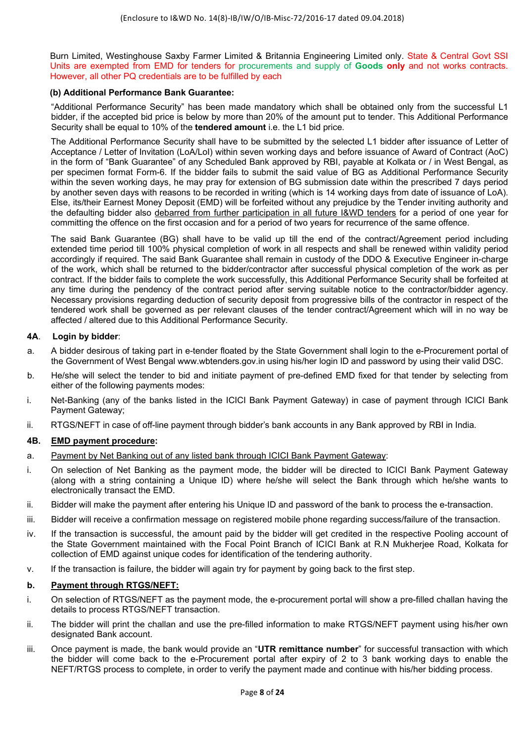Burn Limited, Westinghouse Saxby Farmer Limited & Britannia Engineering Limited only. State & Central Govt SSI Units are exempted from EMD for tenders for procurements and supply of **Goods only** and not works contracts. However, all other PQ credentials are to be fulfilled by each

**(b) Additional Performance Bank Guarantee:**

"Additional Performance Security" has been made mandatory which shall be obtained only from the successful L1 bidder, if the accepted bid price is below by more than 20% of the amount put to tender. This Additional Performance Security shall be equal to 10% of the **tendered amount** i.e. the L1 bid price.

The Additional Performance Security shall have to be submitted by the selected L1 bidder after issuance of Letter of Acceptance / Letter of Invitation (LoA/LoI) within seven working days and before issuance of Award of Contract (AoC) in the form of "Bank Guarantee" of any Scheduled Bank approved by RBI, payable at Kolkata or / in West Bengal, as per specimen format Form-6. If the bidder fails to submit the said value of BG as Additional Performance Security within the seven working days, he may pray for extension of BG submission date within the prescribed 7 days period by another seven days with reasons to be recorded in writing (which is 14 working days from date of issuance of LoA). Else, its/their Earnest Money Deposit (EMD) will be forfeited without any prejudice by the Tender inviting authority and the defaulting bidder also debarred from further participation in all future I&WD tenders for a period of one year for committing the offence on the first occasion and for a period of two years for recurrence of the same offence.

The said Bank Guarantee (BG) shall have to be valid up till the end of the contract/Agreement period including extended time period till 100% physical completion of work in all respects and shall be renewed within validity period accordingly if required. The said Bank Guarantee shall remain in custody of the DDO & Executive Engineer in-charge of the work, which shall be returned to the bidder/contractor after successful physical completion of the work as per contract. If the bidder fails to complete the work successfully, this Additional Performance Security shall be forfeited at any time during the pendency of the contract period after serving suitable notice to the contractor/bidder agency. Necessary provisions regarding deduction of security deposit from progressive bills of the contractor in respect of the tendered work shall be governed as per relevant clauses of the tender contract/Agreement which will in no way be affected / altered due to this Additional Performance Security.

**4A. Login by bidder**:

a. A bidder desirous of taking part in e-tender floated by the State Government shall login to the e-Procurement portal of the Government of West Bengal www.wbtenders.gov.in using his/her login ID and password by using their valid DSC.

b. He/she will select the tender to bid and initiate payment of pre-defined EMD fixed for that tender by selecting from either of the following payments modes:

i. Net-Banking (any of the banks listed in the ICICI Bank Payment Gateway) in case of payment through ICICI Bank Payment Gateway;

ii. RTGS/NEFT in case of off-line payment through bidder's bank accounts in any Bank approved by RBI in India.

**4B. EMD payment procedure:**

a. Payment by Net Banking out of any listed bank through ICICI Bank Payment Gateway:

i. On selection of Net Banking as the payment mode, the bidder will be directed to ICICI Bank Payment Gateway (along with a string containing a Unique ID) where he/she will select the Bank through which he/she wants to electronically transact the EMD.

ii. Bidder will make the payment after entering his Unique ID and password of the bank to process the e-transaction.

iii. Bidder will receive a confirmation message on registered mobile phone regarding success/failure of the transaction.

iv. If the transaction is successful, the amount paid by the bidder will get credited in the respective Pooling account of the State Government maintained with the Focal Point Branch of ICICI Bank at R.N Mukherjee Road, Kolkata for collection of EMD against unique codes for identification of the tendering authority.

v. If the transaction is failure, the bidder will again try for payment by going back to the first step.

**b. Payment through RTGS/NEFT:**

i. On selection of RTGS/NEFT as the payment mode, the e-procurement portal will show a pre-filled challan having the details to process RTGS/NEFT transaction.

ii. The bidder will print the challan and use the pre-filled information to make RTGS/NEFT payment using his/her own designated Bank account.

iii. Once payment is made, the bank would provide an "**UTR remittance number**" for successful transaction with which the bidder will come back to the e-Procurement portal after expiry of 2 to 3 bank working days to enable the NEFT/RTGS process to complete, in order to verify the payment made and continue with his/her bidding process.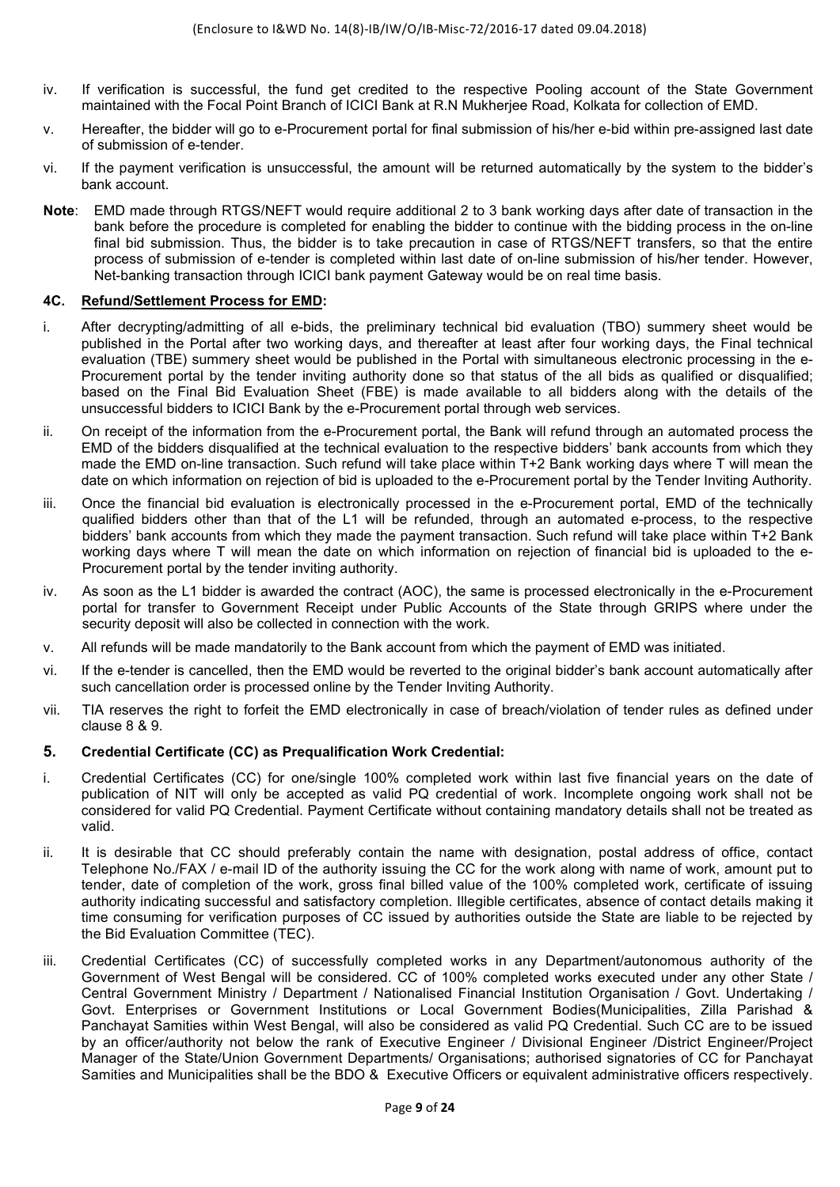iv. If verification is successful, the fund get credited to the respective Pooling account of the State Government maintained with the Focal Point Branch of ICICI Bank at R.N Mukherjee Road, Kolkata for collection of EMD.

v. Hereafter, the bidder will go to e-Procurement portal for final submission of his/her e-bid within pre-assigned last date of submission of e-tender.

vi. If the payment verification is unsuccessful, the amount will be returned automatically by the system to the bidder's bank account.

**Note**: EMD made through RTGS/NEFT would require additional 2 to 3 bank working days after date of transaction in the bank before the procedure is completed for enabling the bidder to continue with the bidding process in the on-line final bid submission. Thus, the bidder is to take precaution in case of RTGS/NEFT transfers, so that the entire process of submission of e-tender is completed within last date of on-line submission of his/her tender. However, Net-banking transaction through ICICI bank payment Gateway would be on real time basis.

### 4C. Refund/Settlement Process for EMD:

i. After decrypting/admitting of all e-bids, the preliminary technical bid evaluation (TBO) summery sheet would be published in the Portal after two working days, and thereafter at least after four working days, the Final technical evaluation (TBE) summery sheet would be published in the Portal with simultaneous electronic processing in the e-Procurement portal by the tender inviting authority done so that status of the all bids as qualified or disqualified; based on the Final Bid Evaluation Sheet (FBE) is made available to all bidders along with the details of the unsuccessful bidders to ICICI Bank by the e-Procurement portal through web services.

ii. On receipt of the information from the e-Procurement portal, the Bank will refund through an automated process the EMD of the bidders disqualified at the technical evaluation to the respective bidders' bank accounts from which they made the EMD on-line transaction. Such refund will take place within T+2 Bank working days where T will mean the date on which information on rejection of bid is uploaded to the e-Procurement portal by the Tender Inviting Authority.

iii. Once the financial bid evaluation is electronically processed in the e-Procurement portal, EMD of the technically qualified bidders other than that of the L1 will be refunded, through an automated e-process, to the respective bidders' bank accounts from which they made the payment transaction. Such refund will take place within T+2 Bank working days where T will mean the date on which information on rejection of financial bid is uploaded to the e-Procurement portal by the tender inviting authority.

iv. As soon as the L1 bidder is awarded the contract (AOC), the same is processed electronically in the e-Procurement portal for transfer to Government Receipt under Public Accounts of the State through GRIPS where under the security deposit will also be collected in connection with the work.

v. All refunds will be made mandatorily to the Bank account from which the payment of EMD was initiated.

vi. If the e-tender is cancelled, then the EMD would be reverted to the original bidder's bank account automatically after such cancellation order is processed online by the Tender Inviting Authority.

vii. TIA reserves the right to forfeit the EMD electronically in case of breach/violation of tender rules as defined under clause 8 & 9.

### 5. Credential Certificate (CC) as Prequalification Work Credential:

i. Credential Certificates (CC) for one/single 100% completed work within last five financial years on the date of publication of NIT will only be accepted as valid PQ credential of work. Incomplete ongoing work shall not be considered for valid PQ Credential. Payment Certificate without containing mandatory details shall not be treated as valid.

ii. It is desirable that CC should preferably contain the name with designation, postal address of office, contact Telephone No./FAX / e-mail ID of the authority issuing the CC for the work along with name of work, amount put to tender, date of completion of the work, gross final billed value of the 100% completed work, certificate of issuing authority indicating successful and satisfactory completion. Illegible certificates, absence of contact details making it time consuming for verification purposes of CC issued by authorities outside the State are liable to be rejected by the Bid Evaluation Committee (TEC).

iii. Credential Certificates (CC) of successfully completed works in any Department/autonomous authority of the Government of West Bengal will be considered. CC of 100% completed works executed under any other State / Central Government Ministry / Department / Nationalised Financial Institution Organisation / Govt. Undertaking / Govt. Enterprises or Government Institutions or Local Government Bodies(Municipalities, Zilla Parishad & Panchayat Samities within West Bengal, will also be considered as valid PQ Credential. Such CC are to be issued by an officer/authority not below the rank of Executive Engineer / Divisional Engineer /District Engineer/Project Manager of the State/Union Government Departments/ Organisations; authorised signatories of CC for Panchayat Samities and Municipalities shall be the BDO & Executive Officers or equivalent administrative officers respectively.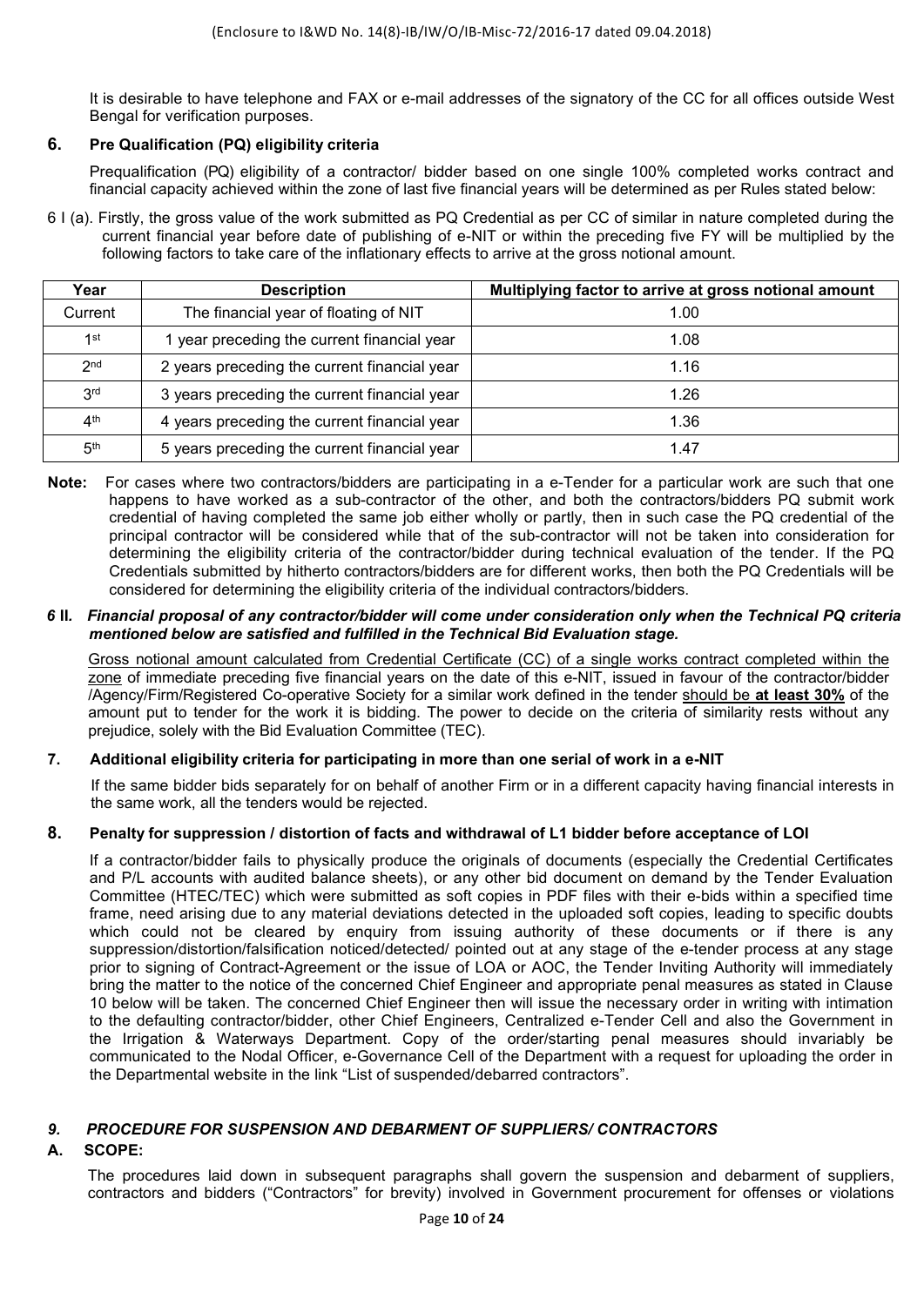It is desirable to have telephone and FAX or e-mail addresses of the signatory of the CC for all offices outside West Bengal for verification purposes.

## 6. Pre Qualification (PQ) eligibility criteria

Prequalification (PQ) eligibility of a contractor/ bidder based on one single 100% completed works contract and financial capacity achieved within the zone of last five financial years will be determined as per Rules stated below:

6 I (a). Firstly, the gross value of the work submitted as PQ Credential as per CC of similar in nature completed during the current financial year before date of publishing of e-NIT or within the preceding five FY will be multiplied by the following factors to take care of the inflationary effects to arrive at the gross notional amount.

| Year | Description | Multiplying factor to arrive at gross notional amount |
|---|---|---|
| Current | The financial year of floating of NIT | 1.00 |
| 1st | 1 year preceding the current financial year | 1.08 |
| 2nd | 2 years preceding the current financial year | 1.16 |
| 3rd | 3 years preceding the current financial year | 1.26 |
| 4th | 4 years preceding the current financial year | 1.36 |
| 5th | 5 years preceding the current financial year | 1.47 |

**Note:** For cases where two contractors/bidders are participating in a e-Tender for a particular work are such that one happens to have worked as a sub-contractor of the other, and both the contractors/bidders PQ submit work credential of having completed the same job either wholly or partly, then in such case the PQ credential of the principal contractor will be considered while that of the sub-contractor will not be taken into consideration for determining the eligibility criteria of the contractor/bidder during technical evaluation of the tender. If the PQ Credentials submitted by hitherto contractors/bidders are for different works, then both the PQ Credentials will be considered for determining the eligibility criteria of the individual contractors/bidders.

***6* II. *Financial proposal of any contractor/bidder will come under consideration only when the Technical PQ criteria mentioned below are satisfied and fulfilled in the Technical Bid Evaluation stage.***

Gross notional amount calculated from Credential Certificate (CC) of a single works contract completed within the zone of immediate preceding five financial years on the date of this e-NIT, issued in favour of the contractor/bidder /Agency/Firm/Registered Co-operative Society for a similar work defined in the tender should be **at least 30%** of the amount put to tender for the work it is bidding. The power to decide on the criteria of similarity rests without any prejudice, solely with the Bid Evaluation Committee (TEC).

## 7. Additional eligibility criteria for participating in more than one serial of work in a e-NIT

If the same bidder bids separately for on behalf of another Firm or in a different capacity having financial interests in the same work, all the tenders would be rejected.

## 8. Penalty for suppression / distortion of facts and withdrawal of L1 bidder before acceptance of LOI

If a contractor/bidder fails to physically produce the originals of documents (especially the Credential Certificates and P/L accounts with audited balance sheets), or any other bid document on demand by the Tender Evaluation Committee (HTEC/TEC) which were submitted as soft copies in PDF files with their e-bids within a specified time frame, need arising due to any material deviations detected in the uploaded soft copies, leading to specific doubts which could not be cleared by enquiry from issuing authority of these documents or if there is any suppression/distortion/falsification noticed/detected/ pointed out at any stage of the e-tender process at any stage prior to signing of Contract-Agreement or the issue of LOA or AOC, the Tender Inviting Authority will immediately bring the matter to the notice of the concerned Chief Engineer and appropriate penal measures as stated in Clause 10 below will be taken. The concerned Chief Engineer then will issue the necessary order in writing with intimation to the defaulting contractor/bidder, other Chief Engineers, Centralized e-Tender Cell and also the Government in the Irrigation & Waterways Department. Copy of the order/starting penal measures should invariably be communicated to the Nodal Officer, e-Governance Cell of the Department with a request for uploading the order in the Departmental website in the link "List of suspended/debarred contractors".

## *9. PROCEDURE FOR SUSPENSION AND DEBARMENT OF SUPPLIERS/ CONTRACTORS*

### A. SCOPE:

The procedures laid down in subsequent paragraphs shall govern the suspension and debarment of suppliers, contractors and bidders ("Contractors" for brevity) involved in Government procurement for offenses or violations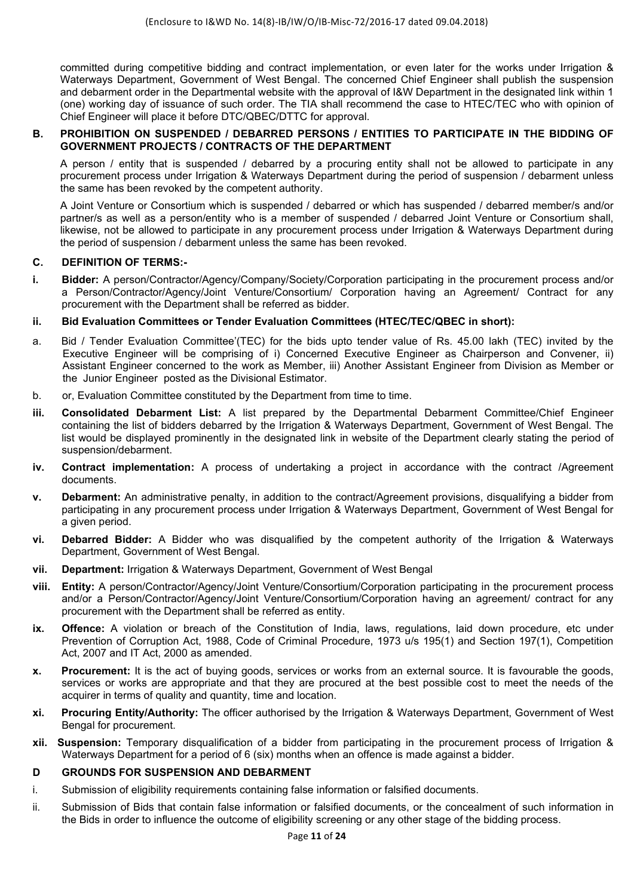committed during competitive bidding and contract implementation, or even later for the works under Irrigation & Waterways Department, Government of West Bengal. The concerned Chief Engineer shall publish the suspension and debarment order in the Departmental website with the approval of I&W Department in the designated link within 1 (one) working day of issuance of such order. The TIA shall recommend the case to HTEC/TEC who with opinion of Chief Engineer will place it before DTC/QBEC/DTTC for approval.

## B. PROHIBITION ON SUSPENDED / DEBARRED PERSONS / ENTITIES TO PARTICIPATE IN THE BIDDING OF GOVERNMENT PROJECTS / CONTRACTS OF THE DEPARTMENT

A person / entity that is suspended / debarred by a procuring entity shall not be allowed to participate in any procurement process under Irrigation & Waterways Department during the period of suspension / debarment unless the same has been revoked by the competent authority.

A Joint Venture or Consortium which is suspended / debarred or which has suspended / debarred member/s and/or partner/s as well as a person/entity who is a member of suspended / debarred Joint Venture or Consortium shall, likewise, not be allowed to participate in any procurement process under Irrigation & Waterways Department during the period of suspension / debarment unless the same has been revoked.

## C. DEFINITION OF TERMS:-

**i. Bidder:** A person/Contractor/Agency/Company/Society/Corporation participating in the procurement process and/or a Person/Contractor/Agency/Joint Venture/Consortium/ Corporation having an Agreement/ Contract for any procurement with the Department shall be referred as bidder.

**ii. Bid Evaluation Committees or Tender Evaluation Committees (HTEC/TEC/QBEC in short):**

a. Bid / Tender Evaluation Committee'(TEC) for the bids upto tender value of Rs. 45.00 lakh (TEC) invited by the Executive Engineer will be comprising of i) Concerned Executive Engineer as Chairperson and Convener, ii) Assistant Engineer concerned to the work as Member, iii) Another Assistant Engineer from Division as Member or the Junior Engineer posted as the Divisional Estimator.

b. or, Evaluation Committee constituted by the Department from time to time.

**iii. Consolidated Debarment List:** A list prepared by the Departmental Debarment Committee/Chief Engineer containing the list of bidders debarred by the Irrigation & Waterways Department, Government of West Bengal. The list would be displayed prominently in the designated link in website of the Department clearly stating the period of suspension/debarment.

**iv. Contract implementation:** A process of undertaking a project in accordance with the contract /Agreement documents.

**v. Debarment:** An administrative penalty, in addition to the contract/Agreement provisions, disqualifying a bidder from participating in any procurement process under Irrigation & Waterways Department, Government of West Bengal for a given period.

**vi. Debarred Bidder:** A Bidder who was disqualified by the competent authority of the Irrigation & Waterways Department, Government of West Bengal.

**vii. Department:** Irrigation & Waterways Department, Government of West Bengal

**viii. Entity:** A person/Contractor/Agency/Joint Venture/Consortium/Corporation participating in the procurement process and/or a Person/Contractor/Agency/Joint Venture/Consortium/Corporation having an agreement/ contract for any procurement with the Department shall be referred as entity.

**ix. Offence:** A violation or breach of the Constitution of India, laws, regulations, laid down procedure, etc under Prevention of Corruption Act, 1988, Code of Criminal Procedure, 1973 u/s 195(1) and Section 197(1), Competition Act, 2007 and IT Act, 2000 as amended.

**x. Procurement:** It is the act of buying goods, services or works from an external source. It is favourable the goods, services or works are appropriate and that they are procured at the best possible cost to meet the needs of the acquirer in terms of quality and quantity, time and location.

**xi. Procuring Entity/Authority:** The officer authorised by the Irrigation & Waterways Department, Government of West Bengal for procurement.

**xii. Suspension:** Temporary disqualification of a bidder from participating in the procurement process of Irrigation & Waterways Department for a period of 6 (six) months when an offence is made against a bidder.

## D GROUNDS FOR SUSPENSION AND DEBARMENT

i. Submission of eligibility requirements containing false information or falsified documents.

ii. Submission of Bids that contain false information or falsified documents, or the concealment of such information in the Bids in order to influence the outcome of eligibility screening or any other stage of the bidding process.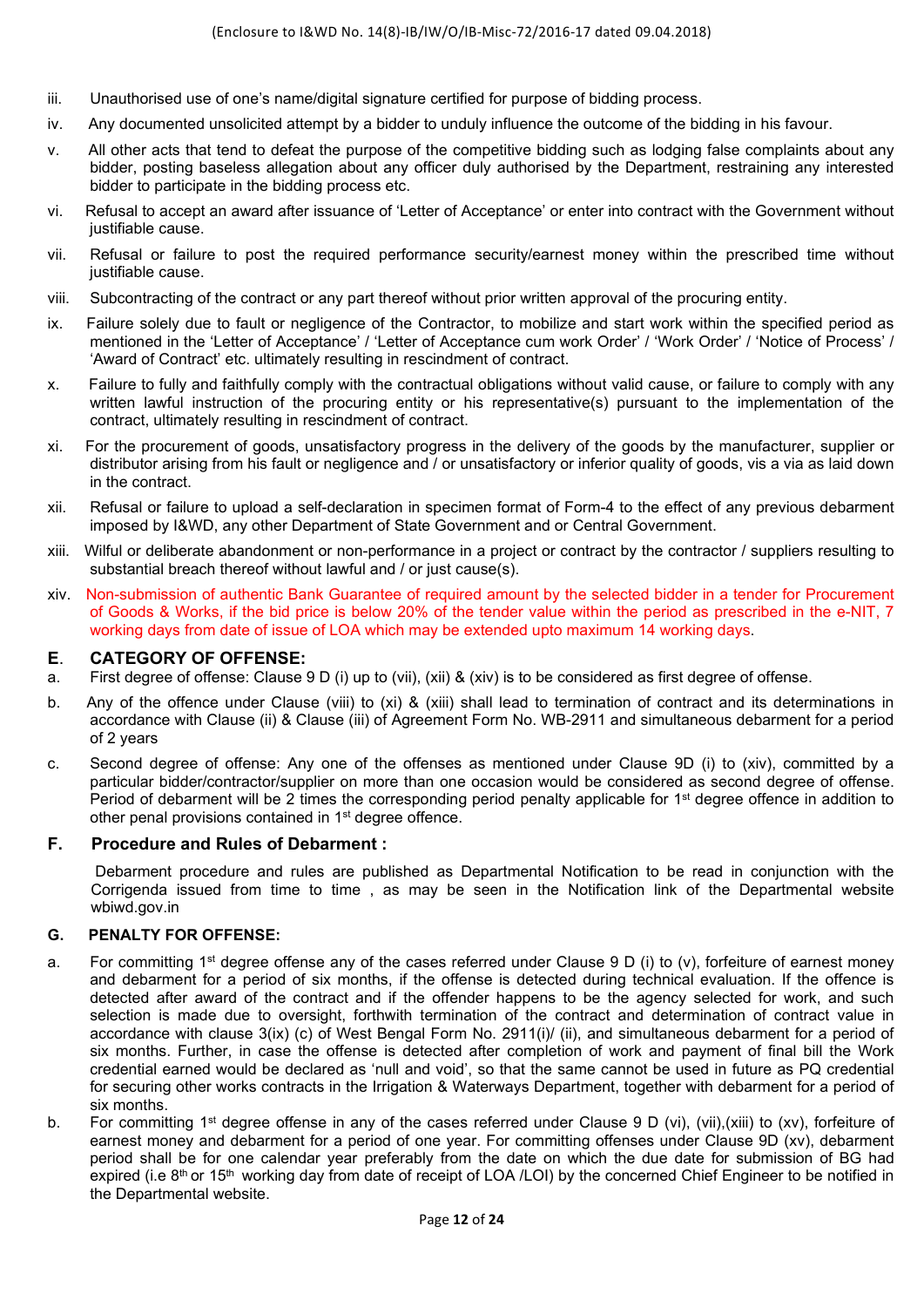iii. Unauthorised use of one's name/digital signature certified for purpose of bidding process.

iv. Any documented unsolicited attempt by a bidder to unduly influence the outcome of the bidding in his favour.

v. All other acts that tend to defeat the purpose of the competitive bidding such as lodging false complaints about any bidder, posting baseless allegation about any officer duly authorised by the Department, restraining any interested bidder to participate in the bidding process etc.

vi. Refusal to accept an award after issuance of 'Letter of Acceptance' or enter into contract with the Government without justifiable cause.

vii. Refusal or failure to post the required performance security/earnest money within the prescribed time without justifiable cause.

viii. Subcontracting of the contract or any part thereof without prior written approval of the procuring entity.

ix. Failure solely due to fault or negligence of the Contractor, to mobilize and start work within the specified period as mentioned in the 'Letter of Acceptance' / 'Letter of Acceptance cum work Order' / 'Work Order' / 'Notice of Process' / 'Award of Contract' etc. ultimately resulting in rescindment of contract.

x. Failure to fully and faithfully comply with the contractual obligations without valid cause, or failure to comply with any written lawful instruction of the procuring entity or his representative(s) pursuant to the implementation of the contract, ultimately resulting in rescindment of contract.

xi. For the procurement of goods, unsatisfactory progress in the delivery of the goods by the manufacturer, supplier or distributor arising from his fault or negligence and / or unsatisfactory or inferior quality of goods, vis a via as laid down in the contract.

xii. Refusal or failure to upload a self-declaration in specimen format of Form-4 to the effect of any previous debarment imposed by I&WD, any other Department of State Government and or Central Government.

xiii. Wilful or deliberate abandonment or non-performance in a project or contract by the contractor / suppliers resulting to substantial breach thereof without lawful and / or just cause(s).

xiv. Non-submission of authentic Bank Guarantee of required amount by the selected bidder in a tender for Procurement of Goods & Works, if the bid price is below 20% of the tender value within the period as prescribed in the e-NIT, 7 working days from date of issue of LOA which may be extended upto maximum 14 working days.

## E. CATEGORY OF OFFENSE:

a. First degree of offense: Clause 9 D (i) up to (vii), (xii) & (xiv) is to be considered as first degree of offense.

b. Any of the offence under Clause (viii) to (xi) & (xiii) shall lead to termination of contract and its determinations in accordance with Clause (ii) & Clause (iii) of Agreement Form No. WB-2911 and simultaneous debarment for a period of 2 years

c. Second degree of offense: Any one of the offenses as mentioned under Clause 9D (i) to (xiv), committed by a particular bidder/contractor/supplier on more than one occasion would be considered as second degree of offense. Period of debarment will be 2 times the corresponding period penalty applicable for 1st degree offence in addition to other penal provisions contained in 1st degree offence.

## F. Procedure and Rules of Debarment :

Debarment procedure and rules are published as Departmental Notification to be read in conjunction with the Corrigenda issued from time to time , as may be seen in the Notification link of the Departmental website wbiwd.gov.in

## G. PENALTY FOR OFFENSE:

a. For committing 1st degree offense any of the cases referred under Clause 9 D (i) to (v), forfeiture of earnest money and debarment for a period of six months, if the offense is detected during technical evaluation. If the offence is detected after award of the contract and if the offender happens to be the agency selected for work, and such selection is made due to oversight, forthwith termination of the contract and determination of contract value in accordance with clause 3(ix) (c) of West Bengal Form No. 2911(i)/ (ii), and simultaneous debarment for a period of six months. Further, in case the offense is detected after completion of work and payment of final bill the Work credential earned would be declared as 'null and void', so that the same cannot be used in future as PQ credential for securing other works contracts in the Irrigation & Waterways Department, together with debarment for a period of six months.

b. For committing 1st degree offense in any of the cases referred under Clause 9 D (vi), (vii),(xiii) to (xv), forfeiture of earnest money and debarment for a period of one year. For committing offenses under Clause 9D (xv), debarment period shall be for one calendar year preferably from the date on which the due date for submission of BG had expired (i.e 8th or 15th working day from date of receipt of LOA /LOI) by the concerned Chief Engineer to be notified in the Departmental website.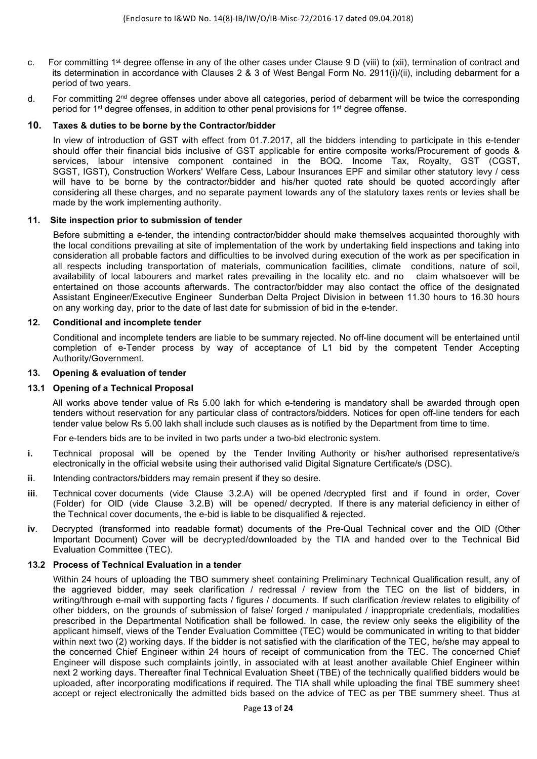c. For committing 1st degree offense in any of the other cases under Clause 9 D (viii) to (xii), termination of contract and its determination in accordance with Clauses 2 & 3 of West Bengal Form No. 2911(i)/(ii), including debarment for a period of two years.

d. For committing 2nd degree offenses under above all categories, period of debarment will be twice the corresponding period for 1st degree offenses, in addition to other penal provisions for 1st degree offense.

## 10. Taxes & duties to be borne by the Contractor/bidder

In view of introduction of GST with effect from 01.7.2017, all the bidders intending to participate in this e-tender should offer their financial bids inclusive of GST applicable for entire composite works/Procurement of goods & services, labour intensive component contained in the BOQ. Income Tax, Royalty, GST (CGST, SGST, IGST), Construction Workers' Welfare Cess, Labour Insurances EPF and similar other statutory levy / cess will have to be borne by the contractor/bidder and his/her quoted rate should be quoted accordingly after considering all these charges, and no separate payment towards any of the statutory taxes rents or levies shall be made by the work implementing authority.

## 11. Site inspection prior to submission of tender

Before submitting a e-tender, the intending contractor/bidder should make themselves acquainted thoroughly with the local conditions prevailing at site of implementation of the work by undertaking field inspections and taking into consideration all probable factors and difficulties to be involved during execution of the work as per specification in all respects including transportation of materials, communication facilities, climate conditions, nature of soil, availability of local labourers and market rates prevailing in the locality etc. and no claim whatsoever will be entertained on those accounts afterwards. The contractor/bidder may also contact the office of the designated Assistant Engineer/Executive Engineer Sunderban Delta Project Division in between 11.30 hours to 16.30 hours on any working day, prior to the date of last date for submission of bid in the e-tender.

## 12. Conditional and incomplete tender

Conditional and incomplete tenders are liable to be summary rejected. No off-line document will be entertained until completion of e-Tender process by way of acceptance of L1 bid by the competent Tender Accepting Authority/Government.

## 13. Opening & evaluation of tender

### 13.1 Opening of a Technical Proposal

All works above tender value of Rs 5.00 lakh for which e-tendering is mandatory shall be awarded through open tenders without reservation for any particular class of contractors/bidders. Notices for open off-line tenders for each tender value below Rs 5.00 lakh shall include such clauses as is notified by the Department from time to time.

For e-tenders bids are to be invited in two parts under a two-bid electronic system.

**i.** Technical proposal will be opened by the Tender Inviting Authority or his/her authorised representative/s electronically in the official website using their authorised valid Digital Signature Certificate/s (DSC).

**ii**. Intending contractors/bidders may remain present if they so desire.

**iii**. Technical cover documents (vide Clause 3.2.A) will be opened /decrypted first and if found in order, Cover (Folder) for OID (vide Clause 3.2.B) will be opened/ decrypted. If there is any material deficiency in either of the Technical cover documents, the e-bid is liable to be disqualified & rejected.

**iv**. Decrypted (transformed into readable format) documents of the Pre-Qual Technical cover and the OID (Other Important Document) Cover will be decrypted/downloaded by the TIA and handed over to the Technical Bid Evaluation Committee (TEC).

### 13.2 Process of Technical Evaluation in a tender

Within 24 hours of uploading the TBO summery sheet containing Preliminary Technical Qualification result, any of the aggrieved bidder, may seek clarification / redressal / review from the TEC on the list of bidders, in writing/through e-mail with supporting facts / figures / documents. If such clarification /review relates to eligibility of other bidders, on the grounds of submission of false/ forged / manipulated / inappropriate credentials, modalities prescribed in the Departmental Notification shall be followed. In case, the review only seeks the eligibility of the applicant himself, views of the Tender Evaluation Committee (TEC) would be communicated in writing to that bidder within next two (2) working days. If the bidder is not satisfied with the clarification of the TEC, he/she may appeal to the concerned Chief Engineer within 24 hours of receipt of communication from the TEC. The concerned Chief Engineer will dispose such complaints jointly, in associated with at least another available Chief Engineer within next 2 working days. Thereafter final Technical Evaluation Sheet (TBE) of the technically qualified bidders would be uploaded, after incorporating modifications if required. The TIA shall while uploading the final TBE summery sheet accept or reject electronically the admitted bids based on the advice of TEC as per TBE summery sheet. Thus at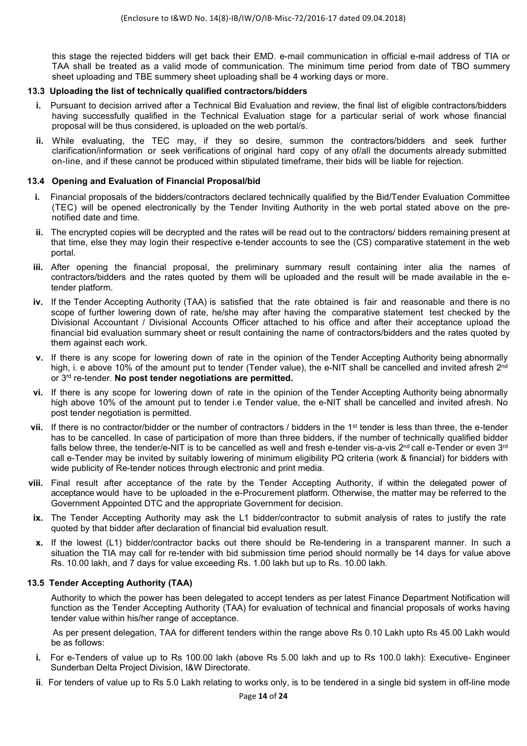this stage the rejected bidders will get back their EMD. e-mail communication in official e-mail address of TIA or TAA shall be treated as a valid mode of communication. The minimum time period from date of TBO summery sheet uploading and TBE summery sheet uploading shall be 4 working days or more.

### 13.3 Uploading the list of technically qualified contractors/bidders

- **i.** Pursuant to decision arrived after a Technical Bid Evaluation and review, the final list of eligible contractors/bidders having successfully qualified in the Technical Evaluation stage for a particular serial of work whose financial proposal will be thus considered, is uploaded on the web portal/s.
- **ii.** While evaluating, the TEC may, if they so desire, summon the contractors/bidders and seek further clarification/information or seek verifications of original hard copy of any of/all the documents already submitted on-line, and if these cannot be produced within stipulated timeframe, their bids will be liable for rejection.

### 13.4 Opening and Evaluation of Financial Proposal/bid

- **i.** Financial proposals of the bidders/contractors declared technically qualified by the Bid/Tender Evaluation Committee (TEC) will be opened electronically by the Tender Inviting Authority in the web portal stated above on the pre-notified date and time.
- **ii.** The encrypted copies will be decrypted and the rates will be read out to the contractors/ bidders remaining present at that time, else they may login their respective e-tender accounts to see the (CS) comparative statement in the web portal.
- **iii.** After opening the financial proposal, the preliminary summary result containing inter alia the names of contractors/bidders and the rates quoted by them will be uploaded and the result will be made available in the e-tender platform.
- **iv.** If the Tender Accepting Authority (TAA) is satisfied that the rate obtained is fair and reasonable and there is no scope of further lowering down of rate, he/she may after having the comparative statement test checked by the Divisional Accountant / Divisional Accounts Officer attached to his office and after their acceptance upload the financial bid evaluation summary sheet or result containing the name of contractors/bidders and the rates quoted by them against each work.
- **v.** If there is any scope for lowering down of rate in the opinion of the Tender Accepting Authority being abnormally high, i. e above 10% of the amount put to tender (Tender value), the e-NIT shall be cancelled and invited afresh 2nd or 3rd re-tender. **No post tender negotiations are permitted.**
- **vi.** If there is any scope for lowering down of rate in the opinion of the Tender Accepting Authority being abnormally high above 10% of the amount put to tender i.e Tender value, the e-NIT shall be cancelled and invited afresh. No post tender negotiation is permitted.
- **vii.** If there is no contractor/bidder or the number of contractors / bidders in the 1st tender is less than three, the e-tender has to be cancelled. In case of participation of more than three bidders, if the number of technically qualified bidder falls below three, the tender/e-NIT is to be cancelled as well and fresh e-tender vis-a-vis 2nd call e-Tender or even 3rd call e-Tender may be invited by suitably lowering of minimum eligibility PQ criteria (work & financial) for bidders with wide publicity of Re-tender notices through electronic and print media.
- **viii.** Final result after acceptance of the rate by the Tender Accepting Authority, if within the delegated power of acceptance would have to be uploaded in the e-Procurement platform. Otherwise, the matter may be referred to the Government Appointed DTC and the appropriate Government for decision.
- **ix.** The Tender Accepting Authority may ask the L1 bidder/contractor to submit analysis of rates to justify the rate quoted by that bidder after declaration of financial bid evaluation result.
- **x.** If the lowest (L1) bidder/contractor backs out there should be Re-tendering in a transparent manner. In such a situation the TIA may call for re-tender with bid submission time period should normally be 14 days for value above Rs. 10.00 lakh, and 7 days for value exceeding Rs. 1.00 lakh but up to Rs. 10.00 lakh.

### 13.5 Tender Accepting Authority (TAA)

Authority to which the power has been delegated to accept tenders as per latest Finance Department Notification will function as the Tender Accepting Authority (TAA) for evaluation of technical and financial proposals of works having tender value within his/her range of acceptance.

As per present delegation, TAA for different tenders within the range above Rs 0.10 Lakh upto Rs 45.00 Lakh would be as follows:

- **i.** For e-Tenders of value up to Rs 100.00 lakh (above Rs 5.00 lakh and up to Rs 100.0 lakh): Executive- Engineer Sunderban Delta Project Division, I&W Directorate.
- **ii**. For tenders of value up to Rs 5.0 Lakh relating to works only, is to be tendered in a single bid system in off-line mode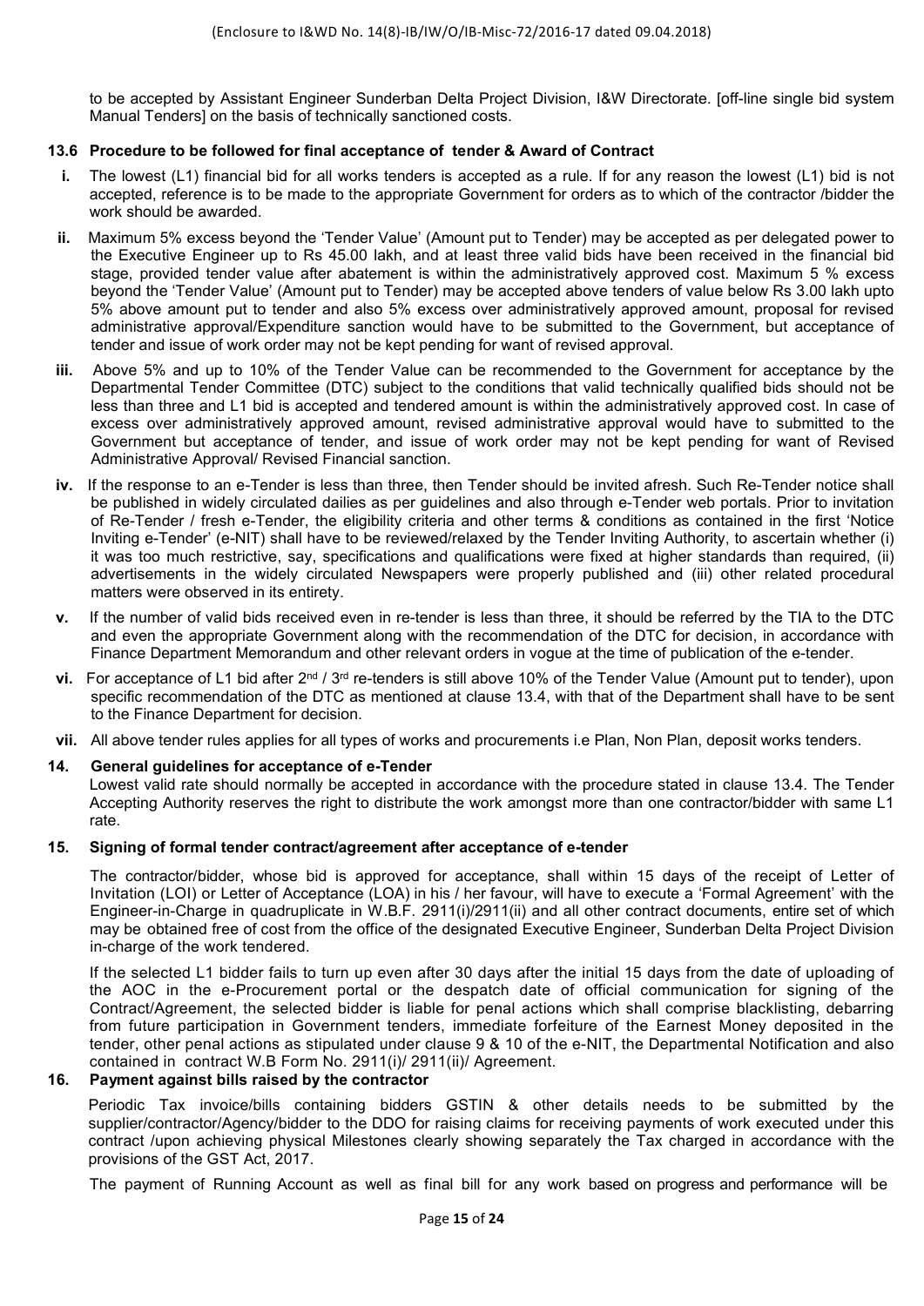to be accepted by Assistant Engineer Sunderban Delta Project Division, I&W Directorate. [off-line single bid system Manual Tenders] on the basis of technically sanctioned costs.

### 13.6 Procedure to be followed for final acceptance of tender & Award of Contract

- **i.** The lowest (L1) financial bid for all works tenders is accepted as a rule. If for any reason the lowest (L1) bid is not accepted, reference is to be made to the appropriate Government for orders as to which of the contractor /bidder the work should be awarded.
- **ii.** Maximum 5% excess beyond the 'Tender Value' (Amount put to Tender) may be accepted as per delegated power to the Executive Engineer up to Rs 45.00 lakh, and at least three valid bids have been received in the financial bid stage, provided tender value after abatement is within the administratively approved cost. Maximum 5 % excess beyond the 'Tender Value' (Amount put to Tender) may be accepted above tenders of value below Rs 3.00 lakh upto 5% above amount put to tender and also 5% excess over administratively approved amount, proposal for revised administrative approval/Expenditure sanction would have to be submitted to the Government, but acceptance of tender and issue of work order may not be kept pending for want of revised approval.
- **iii.** Above 5% and up to 10% of the Tender Value can be recommended to the Government for acceptance by the Departmental Tender Committee (DTC) subject to the conditions that valid technically qualified bids should not be less than three and L1 bid is accepted and tendered amount is within the administratively approved cost. In case of excess over administratively approved amount, revised administrative approval would have to submitted to the Government but acceptance of tender, and issue of work order may not be kept pending for want of Revised Administrative Approval/ Revised Financial sanction.
- **iv.** If the response to an e-Tender is less than three, then Tender should be invited afresh. Such Re-Tender notice shall be published in widely circulated dailies as per guidelines and also through e-Tender web portals. Prior to invitation of Re-Tender / fresh e-Tender, the eligibility criteria and other terms & conditions as contained in the first 'Notice Inviting e-Tender' (e-NIT) shall have to be reviewed/relaxed by the Tender Inviting Authority, to ascertain whether (i) it was too much restrictive, say, specifications and qualifications were fixed at higher standards than required, (ii) advertisements in the widely circulated Newspapers were properly published and (iii) other related procedural matters were observed in its entirety.
- **v.** If the number of valid bids received even in re-tender is less than three, it should be referred by the TIA to the DTC and even the appropriate Government along with the recommendation of the DTC for decision, in accordance with Finance Department Memorandum and other relevant orders in vogue at the time of publication of the e-tender.
- **vi.** For acceptance of L1 bid after 2nd / 3rd re-tenders is still above 10% of the Tender Value (Amount put to tender), upon specific recommendation of the DTC as mentioned at clause 13.4, with that of the Department shall have to be sent to the Finance Department for decision.
- **vii.** All above tender rules applies for all types of works and procurements i.e Plan, Non Plan, deposit works tenders.

### 14. General guidelines for acceptance of e-Tender

Lowest valid rate should normally be accepted in accordance with the procedure stated in clause 13.4. The Tender Accepting Authority reserves the right to distribute the work amongst more than one contractor/bidder with same L1 rate.

### 15. Signing of formal tender contract/agreement after acceptance of e-tender

The contractor/bidder, whose bid is approved for acceptance, shall within 15 days of the receipt of Letter of Invitation (LOI) or Letter of Acceptance (LOA) in his / her favour, will have to execute a 'Formal Agreement' with the Engineer-in-Charge in quadruplicate in W.B.F. 2911(i)/2911(ii) and all other contract documents, entire set of which may be obtained free of cost from the office of the designated Executive Engineer, Sunderban Delta Project Division in-charge of the work tendered.

If the selected L1 bidder fails to turn up even after 30 days after the initial 15 days from the date of uploading of the AOC in the e-Procurement portal or the despatch date of official communication for signing of the Contract/Agreement, the selected bidder is liable for penal actions which shall comprise blacklisting, debarring from future participation in Government tenders, immediate forfeiture of the Earnest Money deposited in the tender, other penal actions as stipulated under clause 9 & 10 of the e-NIT, the Departmental Notification and also contained in contract W.B Form No. 2911(i)/ 2911(ii)/ Agreement.

### 16. Payment against bills raised by the contractor

Periodic Tax invoice/bills containing bidders GSTIN & other details needs to be submitted by the supplier/contractor/Agency/bidder to the DDO for raising claims for receiving payments of work executed under this contract /upon achieving physical Milestones clearly showing separately the Tax charged in accordance with the provisions of the GST Act, 2017.

The payment of Running Account as well as final bill for any work based on progress and performance will be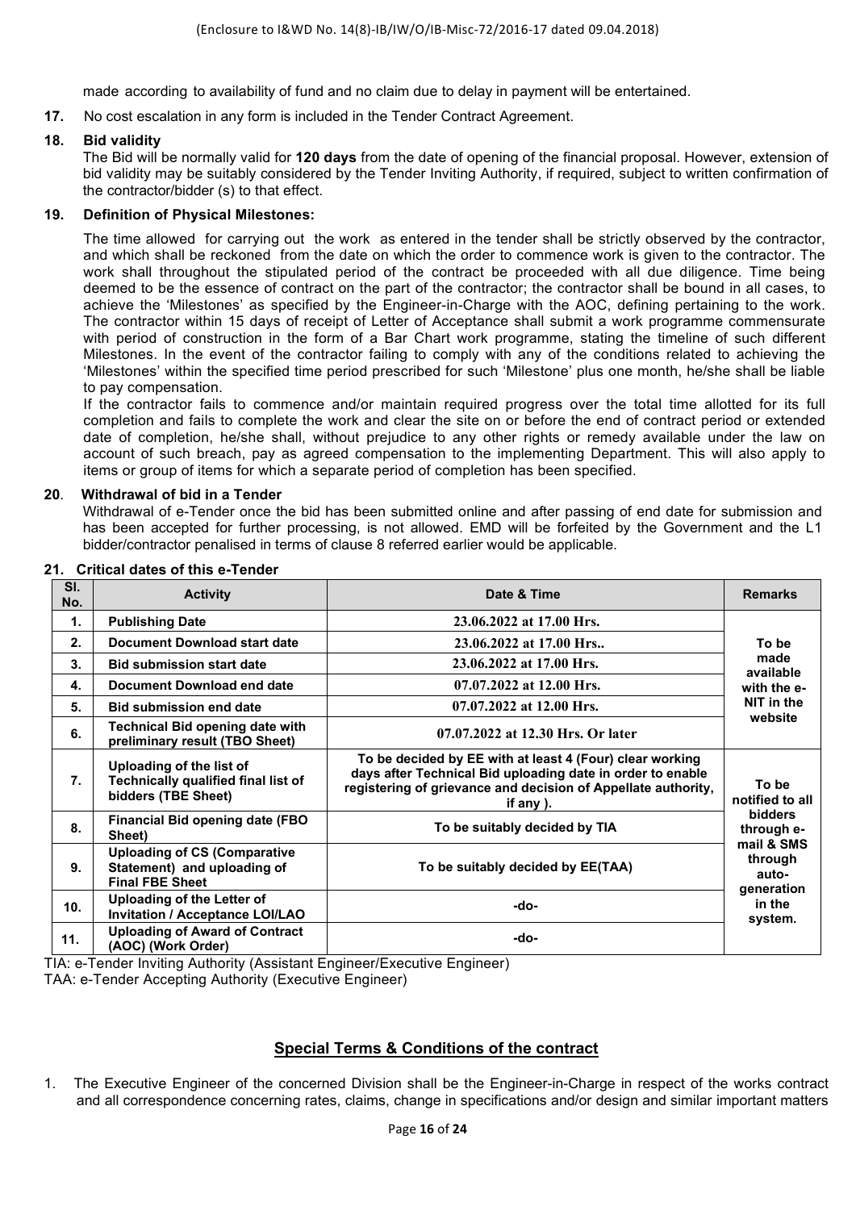made according to availability of fund and no claim due to delay in payment will be entertained.

**17.** No cost escalation in any form is included in the Tender Contract Agreement.

**18. Bid validity**

The Bid will be normally valid for **120 days** from the date of opening of the financial proposal. However, extension of bid validity may be suitably considered by the Tender Inviting Authority, if required, subject to written confirmation of the contractor/bidder (s) to that effect.

**19. Definition of Physical Milestones:**

The time allowed for carrying out the work as entered in the tender shall be strictly observed by the contractor, and which shall be reckoned from the date on which the order to commence work is given to the contractor. The work shall throughout the stipulated period of the contract be proceeded with all due diligence. Time being deemed to be the essence of contract on the part of the contractor; the contractor shall be bound in all cases, to achieve the 'Milestones' as specified by the Engineer-in-Charge with the AOC, defining pertaining to the work. The contractor within 15 days of receipt of Letter of Acceptance shall submit a work programme commensurate with period of construction in the form of a Bar Chart work programme, stating the timeline of such different Milestones. In the event of the contractor failing to comply with any of the conditions related to achieving the 'Milestones' within the specified time period prescribed for such 'Milestone' plus one month, he/she shall be liable to pay compensation.

If the contractor fails to commence and/or maintain required progress over the total time allotted for its full completion and fails to complete the work and clear the site on or before the end of contract period or extended date of completion, he/she shall, without prejudice to any other rights or remedy available under the law on account of such breach, pay as agreed compensation to the implementing Department. This will also apply to items or group of items for which a separate period of completion has been specified.

**20. Withdrawal of bid in a Tender**

Withdrawal of e-Tender once the bid has been submitted online and after passing of end date for submission and has been accepted for further processing, is not allowed. EMD will be forfeited by the Government and the L1 bidder/contractor penalised in terms of clause 8 referred earlier would be applicable.

**21. Critical dates of this e-Tender**

| Sl. No. | Activity | Date & Time | Remarks |
|---|---|---|---|
| 1. | **Publishing Date** | **23.06.2022 at 17.00 Hrs.** | **To be made available with the e-NIT in the website** |
| 2. | **Document Download start date** | **23.06.2022 at 17.00 Hrs..** | |
| 3. | **Bid submission start date** | **23.06.2022 at 17.00 Hrs.** | |
| 4. | **Document Download end date** | **07.07.2022 at 12.00 Hrs.** | |
| 5. | **Bid submission end date** | **07.07.2022 at 12.00 Hrs.** | |
| 6. | **Technical Bid opening date with preliminary result (TBO Sheet)** | **07.07.2022 at 12.30 Hrs. Or later** | |
| 7. | **Uploading of the list of Technically qualified final list of bidders (TBE Sheet)** | **To be decided by EE with at least 4 (Four) clear working days after Technical Bid uploading date in order to enable registering of grievance and decision of Appellate authority, if any ).** | **To be notified to all bidders through e-mail & SMS through auto-generation in the system.** |
| 8. | **Financial Bid opening date (FBO Sheet)** | **To be suitably decided by TIA** | |
| 9. | **Uploading of CS (Comparative Statement) and uploading of Final FBE Sheet** | **To be suitably decided by EE(TAA)** | |
| 10. | **Uploading of the Letter of Invitation / Acceptance LOI/LAO** | **-do-** | |
| 11. | **Uploading of Award of Contract (AOC) (Work Order)** | **-do-** | |

TIA: e-Tender Inviting Authority (Assistant Engineer/Executive Engineer)
TAA: e-Tender Accepting Authority (Executive Engineer)

## Special Terms & Conditions of the contract

1. The Executive Engineer of the concerned Division shall be the Engineer-in-Charge in respect of the works contract and all correspondence concerning rates, claims, change in specifications and/or design and similar important matters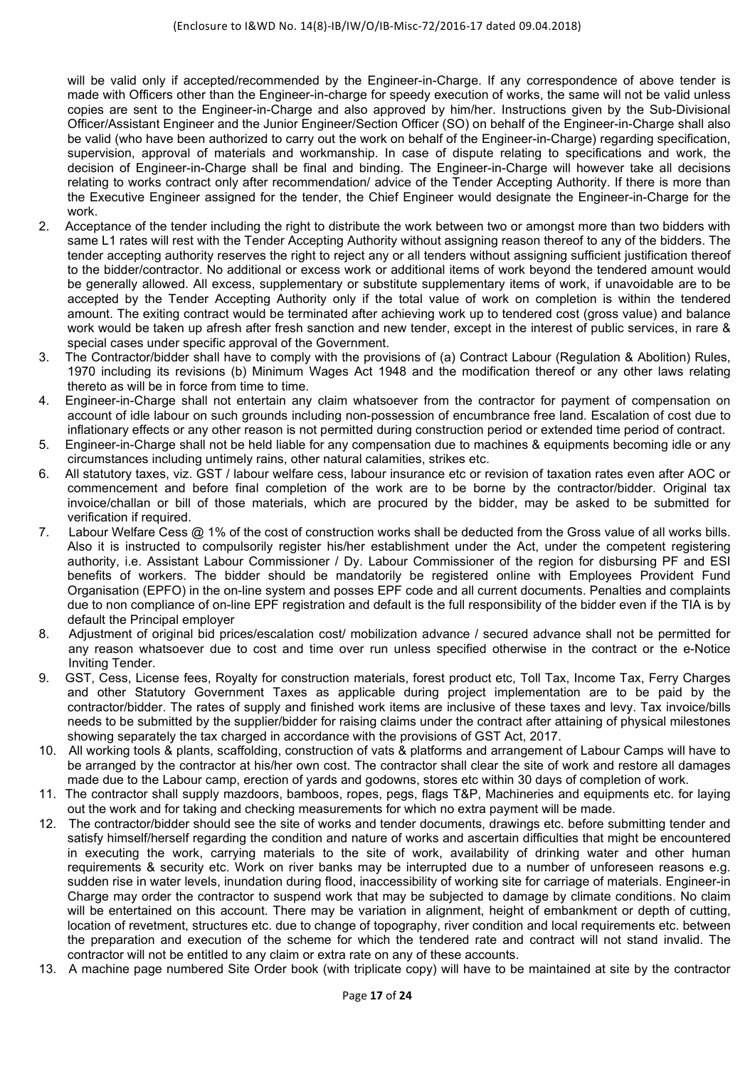will be valid only if accepted/recommended by the Engineer-in-Charge. If any correspondence of above tender is made with Officers other than the Engineer-in-charge for speedy execution of works, the same will not be valid unless copies are sent to the Engineer-in-Charge and also approved by him/her. Instructions given by the Sub-Divisional Officer/Assistant Engineer and the Junior Engineer/Section Officer (SO) on behalf of the Engineer-in-Charge shall also be valid (who have been authorized to carry out the work on behalf of the Engineer-in-Charge) regarding specification, supervision, approval of materials and workmanship. In case of dispute relating to specifications and work, the decision of Engineer-in-Charge shall be final and binding. The Engineer-in-Charge will however take all decisions relating to works contract only after recommendation/ advice of the Tender Accepting Authority. If there is more than the Executive Engineer assigned for the tender, the Chief Engineer would designate the Engineer-in-Charge for the work.

2. Acceptance of the tender including the right to distribute the work between two or amongst more than two bidders with same L1 rates will rest with the Tender Accepting Authority without assigning reason thereof to any of the bidders. The tender accepting authority reserves the right to reject any or all tenders without assigning sufficient justification thereof to the bidder/contractor. No additional or excess work or additional items of work beyond the tendered amount would be generally allowed. All excess, supplementary or substitute supplementary items of work, if unavoidable are to be accepted by the Tender Accepting Authority only if the total value of work on completion is within the tendered amount. The exiting contract would be terminated after achieving work up to tendered cost (gross value) and balance work would be taken up afresh after fresh sanction and new tender, except in the interest of public services, in rare & special cases under specific approval of the Government.
3. The Contractor/bidder shall have to comply with the provisions of (a) Contract Labour (Regulation & Abolition) Rules, 1970 including its revisions (b) Minimum Wages Act 1948 and the modification thereof or any other laws relating thereto as will be in force from time to time.
4. Engineer-in-Charge shall not entertain any claim whatsoever from the contractor for payment of compensation on account of idle labour on such grounds including non-possession of encumbrance free land. Escalation of cost due to inflationary effects or any other reason is not permitted during construction period or extended time period of contract.
5. Engineer-in-Charge shall not be held liable for any compensation due to machines & equipments becoming idle or any circumstances including untimely rains, other natural calamities, strikes etc.
6. All statutory taxes, viz. GST / labour welfare cess, labour insurance etc or revision of taxation rates even after AOC or commencement and before final completion of the work are to be borne by the contractor/bidder. Original tax invoice/challan or bill of those materials, which are procured by the bidder, may be asked to be submitted for verification if required.
7. Labour Welfare Cess @ 1% of the cost of construction works shall be deducted from the Gross value of all works bills. Also it is instructed to compulsorily register his/her establishment under the Act, under the competent registering authority, i.e. Assistant Labour Commissioner / Dy. Labour Commissioner of the region for disbursing PF and ESI benefits of workers. The bidder should be mandatorily be registered online with Employees Provident Fund Organisation (EPFO) in the on-line system and posses EPF code and all current documents. Penalties and complaints due to non compliance of on-line EPF registration and default is the full responsibility of the bidder even if the TIA is by default the Principal employer
8. Adjustment of original bid prices/escalation cost/ mobilization advance / secured advance shall not be permitted for any reason whatsoever due to cost and time over run unless specified otherwise in the contract or the e-Notice Inviting Tender.
9. GST, Cess, License fees, Royalty for construction materials, forest product etc, Toll Tax, Income Tax, Ferry Charges and other Statutory Government Taxes as applicable during project implementation are to be paid by the contractor/bidder. The rates of supply and finished work items are inclusive of these taxes and levy. Tax invoice/bills needs to be submitted by the supplier/bidder for raising claims under the contract after attaining of physical milestones showing separately the tax charged in accordance with the provisions of GST Act, 2017.
10. All working tools & plants, scaffolding, construction of vats & platforms and arrangement of Labour Camps will have to be arranged by the contractor at his/her own cost. The contractor shall clear the site of work and restore all damages made due to the Labour camp, erection of yards and godowns, stores etc within 30 days of completion of work.
11. The contractor shall supply mazdoors, bamboos, ropes, pegs, flags T&P, Machineries and equipments etc. for laying out the work and for taking and checking measurements for which no extra payment will be made.
12. The contractor/bidder should see the site of works and tender documents, drawings etc. before submitting tender and satisfy himself/herself regarding the condition and nature of works and ascertain difficulties that might be encountered in executing the work, carrying materials to the site of work, availability of drinking water and other human requirements & security etc. Work on river banks may be interrupted due to a number of unforeseen reasons e.g. sudden rise in water levels, inundation during flood, inaccessibility of working site for carriage of materials. Engineer-in Charge may order the contractor to suspend work that may be subjected to damage by climate conditions. No claim will be entertained on this account. There may be variation in alignment, height of embankment or depth of cutting, location of revetment, structures etc. due to change of topography, river condition and local requirements etc. between the preparation and execution of the scheme for which the tendered rate and contract will not stand invalid. The contractor will not be entitled to any claim or extra rate on any of these accounts.
13. A machine page numbered Site Order book (with triplicate copy) will have to be maintained at site by the contractor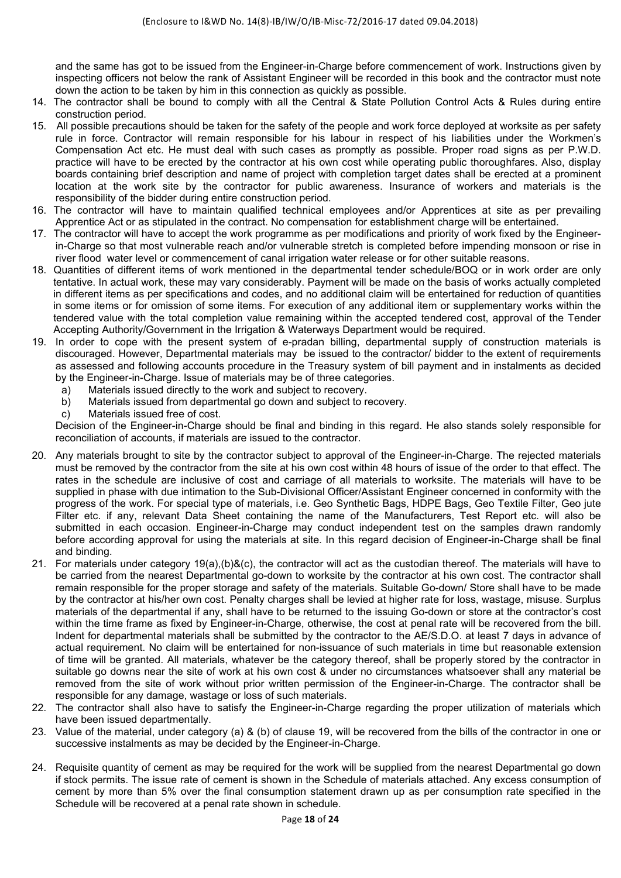and the same has got to be issued from the Engineer-in-Charge before commencement of work. Instructions given by inspecting officers not below the rank of Assistant Engineer will be recorded in this book and the contractor must note down the action to be taken by him in this connection as quickly as possible.

14. The contractor shall be bound to comply with all the Central & State Pollution Control Acts & Rules during entire construction period.
15. All possible precautions should be taken for the safety of the people and work force deployed at worksite as per safety rule in force. Contractor will remain responsible for his labour in respect of his liabilities under the Workmen's Compensation Act etc. He must deal with such cases as promptly as possible. Proper road signs as per P.W.D. practice will have to be erected by the contractor at his own cost while operating public thoroughfares. Also, display boards containing brief description and name of project with completion target dates shall be erected at a prominent location at the work site by the contractor for public awareness. Insurance of workers and materials is the responsibility of the bidder during entire construction period.
16. The contractor will have to maintain qualified technical employees and/or Apprentices at site as per prevailing Apprentice Act or as stipulated in the contract. No compensation for establishment charge will be entertained.
17. The contractor will have to accept the work programme as per modifications and priority of work fixed by the Engineer-in-Charge so that most vulnerable reach and/or vulnerable stretch is completed before impending monsoon or rise in river flood water level or commencement of canal irrigation water release or for other suitable reasons.
18. Quantities of different items of work mentioned in the departmental tender schedule/BOQ or in work order are only tentative. In actual work, these may vary considerably. Payment will be made on the basis of works actually completed in different items as per specifications and codes, and no additional claim will be entertained for reduction of quantities in some items or for omission of some items. For execution of any additional item or supplementary works within the tendered value with the total completion value remaining within the accepted tendered cost, approval of the Tender Accepting Authority/Government in the Irrigation & Waterways Department would be required.
19. In order to cope with the present system of e-pradan billing, departmental supply of construction materials is discouraged. However, Departmental materials may be issued to the contractor/ bidder to the extent of requirements as assessed and following accounts procedure in the Treasury system of bill payment and in instalments as decided by the Engineer-in-Charge. Issue of materials may be of three categories.
   a) Materials issued directly to the work and subject to recovery.
   b) Materials issued from departmental go down and subject to recovery.
   c) Materials issued free of cost.

   Decision of the Engineer-in-Charge should be final and binding in this regard. He also stands solely responsible for reconciliation of accounts, if materials are issued to the contractor.
20. Any materials brought to site by the contractor subject to approval of the Engineer-in-Charge. The rejected materials must be removed by the contractor from the site at his own cost within 48 hours of issue of the order to that effect. The rates in the schedule are inclusive of cost and carriage of all materials to worksite. The materials will have to be supplied in phase with due intimation to the Sub-Divisional Officer/Assistant Engineer concerned in conformity with the progress of the work. For special type of materials, i.e. Geo Synthetic Bags, HDPE Bags, Geo Textile Filter, Geo jute Filter etc. if any, relevant Data Sheet containing the name of the Manufacturers, Test Report etc. will also be submitted in each occasion. Engineer-in-Charge may conduct independent test on the samples drawn randomly before according approval for using the materials at site. In this regard decision of Engineer-in-Charge shall be final and binding.
21. For materials under category 19(a),(b)&(c), the contractor will act as the custodian thereof. The materials will have to be carried from the nearest Departmental go-down to worksite by the contractor at his own cost. The contractor shall remain responsible for the proper storage and safety of the materials. Suitable Go-down/ Store shall have to be made by the contractor at his/her own cost. Penalty charges shall be levied at higher rate for loss, wastage, misuse. Surplus materials of the departmental if any, shall have to be returned to the issuing Go-down or store at the contractor's cost within the time frame as fixed by Engineer-in-Charge, otherwise, the cost at penal rate will be recovered from the bill. Indent for departmental materials shall be submitted by the contractor to the AE/S.D.O. at least 7 days in advance of actual requirement. No claim will be entertained for non-issuance of such materials in time but reasonable extension of time will be granted. All materials, whatever be the category thereof, shall be properly stored by the contractor in suitable go downs near the site of work at his own cost & under no circumstances whatsoever shall any material be removed from the site of work without prior written permission of the Engineer-in-Charge. The contractor shall be responsible for any damage, wastage or loss of such materials.
22. The contractor shall also have to satisfy the Engineer-in-Charge regarding the proper utilization of materials which have been issued departmentally.
23. Value of the material, under category (a) & (b) of clause 19, will be recovered from the bills of the contractor in one or successive instalments as may be decided by the Engineer-in-Charge.
24. Requisite quantity of cement as may be required for the work will be supplied from the nearest Departmental go down if stock permits. The issue rate of cement is shown in the Schedule of materials attached. Any excess consumption of cement by more than 5% over the final consumption statement drawn up as per consumption rate specified in the Schedule will be recovered at a penal rate shown in schedule.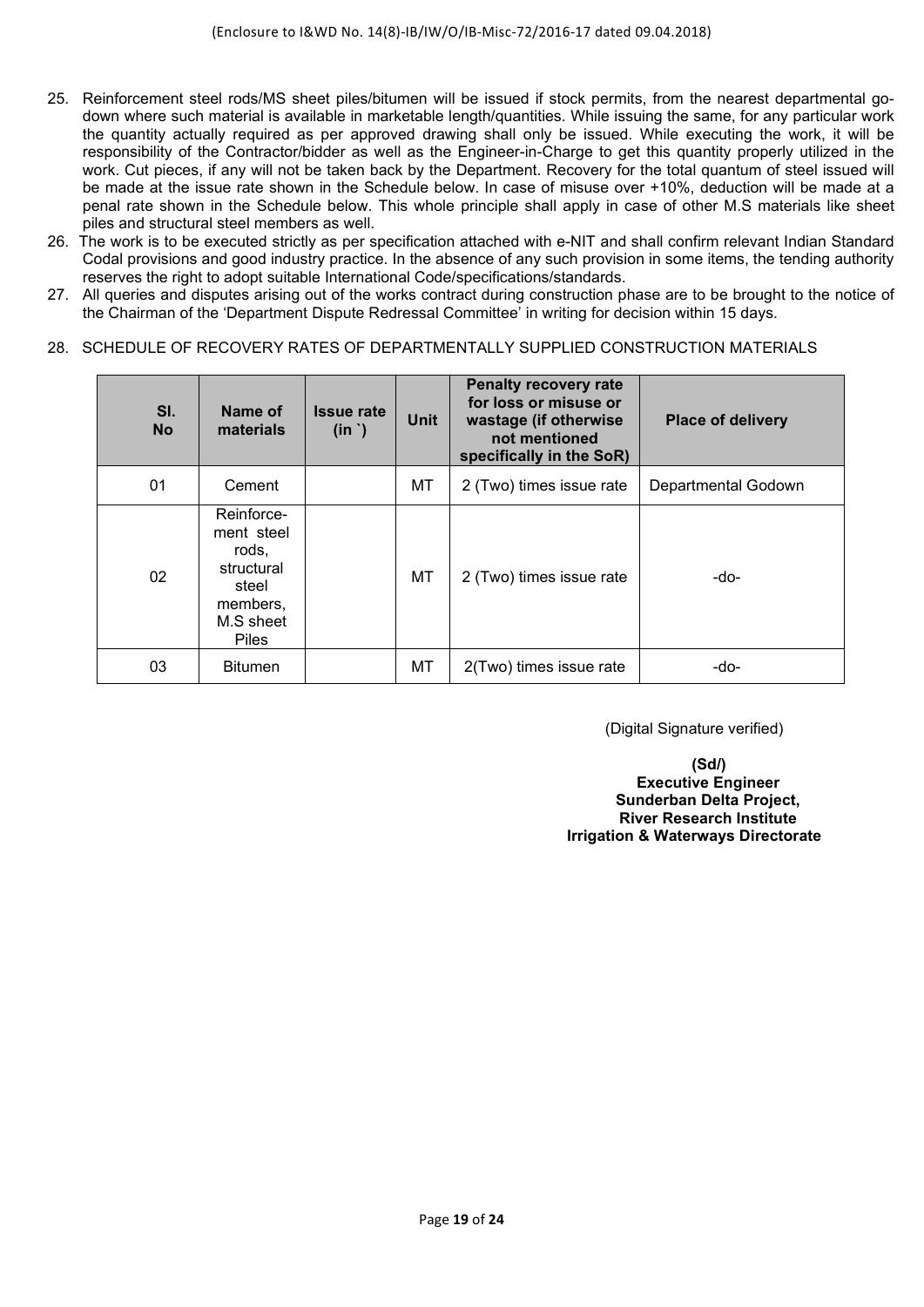(Enclosure to I&WD No. 14(8)-IB/IW/O/IB-Misc-72/2016-17 dated 09.04.2018)

25. Reinforcement steel rods/MS sheet piles/bitumen will be issued if stock permits, from the nearest departmental go-down where such material is available in marketable length/quantities. While issuing the same, for any particular work the quantity actually required as per approved drawing shall only be issued. While executing the work, it will be responsibility of the Contractor/bidder as well as the Engineer-in-Charge to get this quantity properly utilized in the work. Cut pieces, if any will not be taken back by the Department. Recovery for the total quantum of steel issued will be made at the issue rate shown in the Schedule below. In case of misuse over +10%, deduction will be made at a penal rate shown in the Schedule below. This whole principle shall apply in case of other M.S materials like sheet piles and structural steel members as well.
26. The work is to be executed strictly as per specification attached with e-NIT and shall confirm relevant Indian Standard Codal provisions and good industry practice. In the absence of any such provision in some items, the tending authority reserves the right to adopt suitable International Code/specifications/standards.
27. All queries and disputes arising out of the works contract during construction phase are to be brought to the notice of the Chairman of the 'Department Dispute Redressal Committee' in writing for decision within 15 days.
28. SCHEDULE OF RECOVERY RATES OF DEPARTMENTALLY SUPPLIED CONSTRUCTION MATERIALS

| Sl. No | Name of materials | Issue rate (in `) | Unit | Penalty recovery rate for loss or misuse or wastage (if otherwise not mentioned specifically in the SoR) | Place of delivery |
|---|---|---|---|---|---|
| 01 | Cement | | MT | 2 (Two) times issue rate | Departmental Godown |
| 02 | Reinforce-ment steel rods, structural steel members, M.S sheet Piles | | MT | 2 (Two) times issue rate | -do- |
| 03 | Bitumen | | MT | 2(Two) times issue rate | -do- |

(Digital Signature verified)

**(Sd/)**
**Executive Engineer**
**Sunderban Delta Project,**
**River Research Institute**
**Irrigation & Waterways Directorate**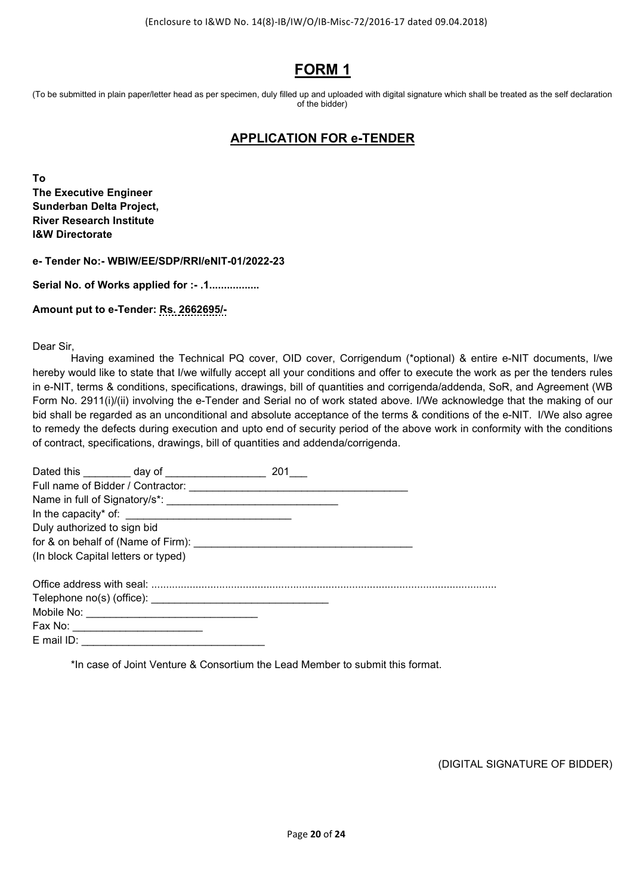(Enclosure to I&WD No. 14(8)-IB/IW/O/IB-Misc-72/2016-17 dated 09.04.2018)

# FORM 1

(To be submitted in plain paper/letter head as per specimen, duly filled up and uploaded with digital signature which shall be treated as the self declaration of the bidder)

## APPLICATION FOR e-TENDER

**To**
**The Executive Engineer**
**Sunderban Delta Project,**
**River Research Institute**
**I&W Directorate**

**e- Tender No:- WBIW/EE/SDP/RRI/eNIT-01/2022-23**

**Serial No. of Works applied for :- .1................**

**Amount put to e-Tender: Rs. 2662695/-**

Dear Sir,

Having examined the Technical PQ cover, OID cover, Corrigendum (*optional) & entire e-NIT documents, I/we hereby would like to state that I/we wilfully accept all your conditions and offer to execute the work as per the tenders rules in e-NIT, terms & conditions, specifications, drawings, bill of quantities and corrigenda/addenda, SoR, and Agreement (WB Form No. 2911(i)/(ii) involving the e-Tender and Serial no of work stated above. I/We acknowledge that the making of our bid shall be regarded as an unconditional and absolute acceptance of the terms & conditions of the e-NIT. I/We also agree to remedy the defects during execution and upto end of security period of the above work in conformity with the conditions of contract, specifications, drawings, bill of quantities and addenda/corrigenda.

Dated this ________ day of _________________ 201___
Full name of Bidder / Contractor: _____________________________________
Name in full of Signatory/s*: _____________________________
In the capacity* of: ____________________________
Duly authorized to sign bid
for & on behalf of (Name of Firm): _____________________________________
(In block Capital letters or typed)

Office address with seal: ....................................................................................................................
Telephone no(s) (office): ______________________________
Mobile No: _____________________________
Fax No: ______________________
E mail ID: _______________________________

*In case of Joint Venture & Consortium the Lead Member to submit this format.

(DIGITAL SIGNATURE OF BIDDER)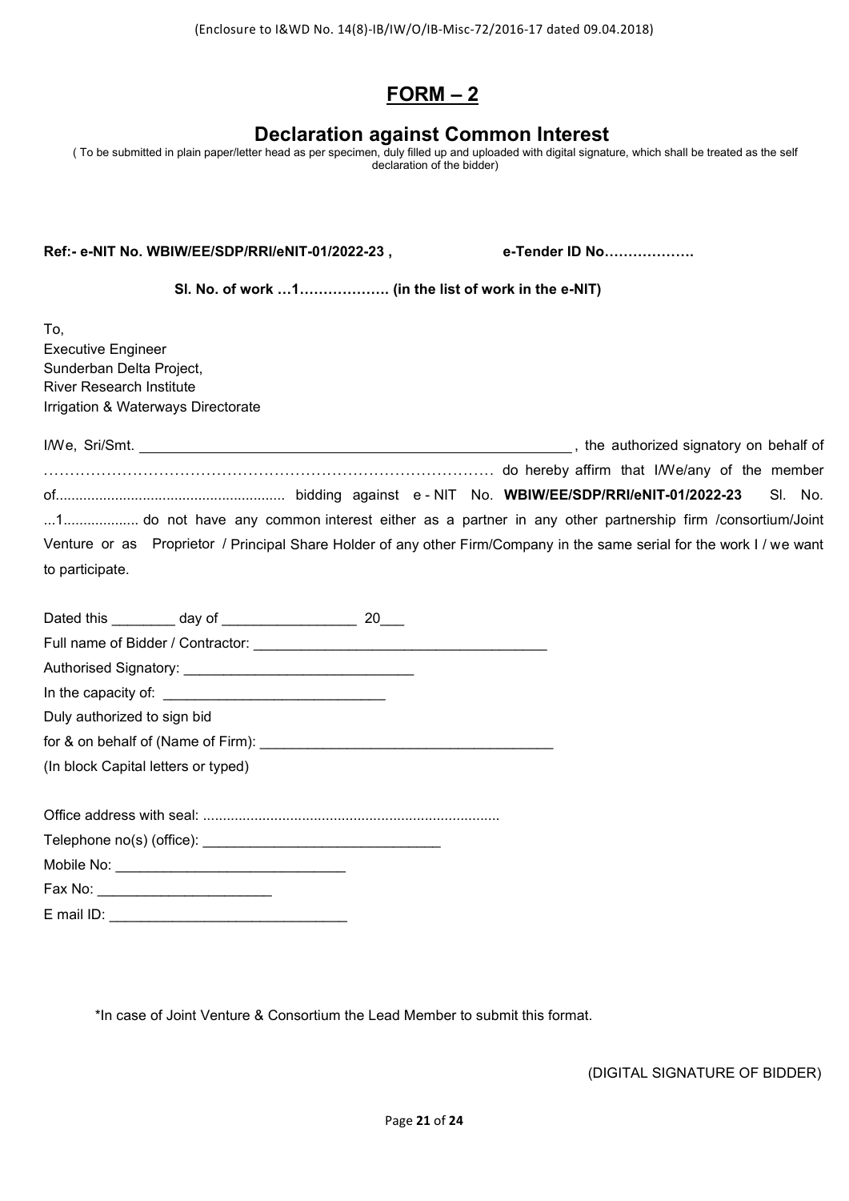(Enclosure to I&WD No. 14(8)-IB/IW/O/IB-Misc-72/2016-17 dated 09.04.2018)

# FORM – 2

## Declaration against Common Interest

( To be submitted in plain paper/letter head as per specimen, duly filled up and uploaded with digital signature, which shall be treated as the self declaration of the bidder)

**Ref:- e-NIT No. WBIW/EE/SDP/RRI/eNIT-01/2022-23 ,  e-Tender ID No……………….**

**Sl. No. of work …1………………. (in the list of work in the e-NIT)**

To,
Executive Engineer
Sunderban Delta Project,
River Research Institute
Irrigation & Waterways Directorate

I/We, Sri/Smt. ________________________________________________________, the authorized signatory on behalf of ………………………………………………………………………… do hereby affirm that I/We/any of the member of......................................................... bidding against e - NIT No. **WBIW/EE/SDP/RRI/eNIT-01/2022-23** Sl. No. ...1.................. do not have any common interest either as a partner in any other partnership firm /consortium/Joint Venture or as Proprietor / Principal Share Holder of any other Firm/Company in the same serial for the work I / we want to participate.

Dated this ________ day of _________________ 20___

Full name of Bidder / Contractor: _____________________________________

Authorised Signatory: _____________________________

In the capacity of: ____________________________

Duly authorized to sign bid

for & on behalf of (Name of Firm): ____________________________________

(In block Capital letters or typed)

Office address with seal: ..........................................................................

Telephone no(s) (office): ______________________________

Mobile No: _____________________________

Fax No: ______________________

E mail ID: ______________________________

*In case of Joint Venture & Consortium the Lead Member to submit this format.

(DIGITAL SIGNATURE OF BIDDER)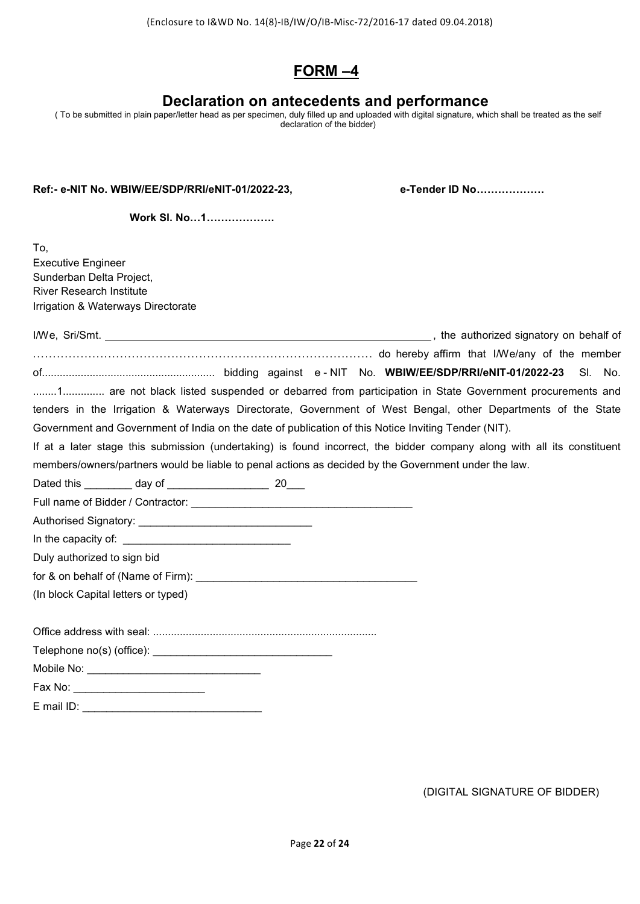(Enclosure to I&WD No. 14(8)-IB/IW/O/IB-Misc-72/2016-17 dated 09.04.2018)

# FORM –4

## Declaration on antecedents and performance

( To be submitted in plain paper/letter head as per specimen, duly filled up and uploaded with digital signature, which shall be treated as the self declaration of the bidder)

**Ref:- e-NIT No. WBIW/EE/SDP/RRI/eNIT-01/2022-23,** **e-Tender ID No……………….**

**Work Sl. No…1……………….**

To,
Executive Engineer
Sunderban Delta Project,
River Research Institute
Irrigation & Waterways Directorate

I/We, Sri/Smt. ________________________________________________________, the authorized signatory on behalf of …………………………………………………………………………… do hereby affirm that I/We/any of the member of......................................................... bidding against e - NIT No. **WBIW/EE/SDP/RRI/eNIT-01/2022-23** Sl. No. ........1.............. are not black listed suspended or debarred from participation in State Government procurements and tenders in the Irrigation & Waterways Directorate, Government of West Bengal, other Departments of the State Government and Government of India on the date of publication of this Notice Inviting Tender (NIT).

If at a later stage this submission (undertaking) is found incorrect, the bidder company along with all its constituent members/owners/partners would be liable to penal actions as decided by the Government under the law.

Dated this ________ day of _________________ 20___

Full name of Bidder / Contractor: _____________________________________

Authorised Signatory: _____________________________

In the capacity of: ____________________________

Duly authorized to sign bid

for & on behalf of (Name of Firm): ____________________________________

(In block Capital letters or typed)

Office address with seal: ..........................................................................

Telephone no(s) (office): ______________________________

Mobile No: _____________________________

Fax No: ______________________

E mail ID: ______________________________

(DIGITAL SIGNATURE OF BIDDER)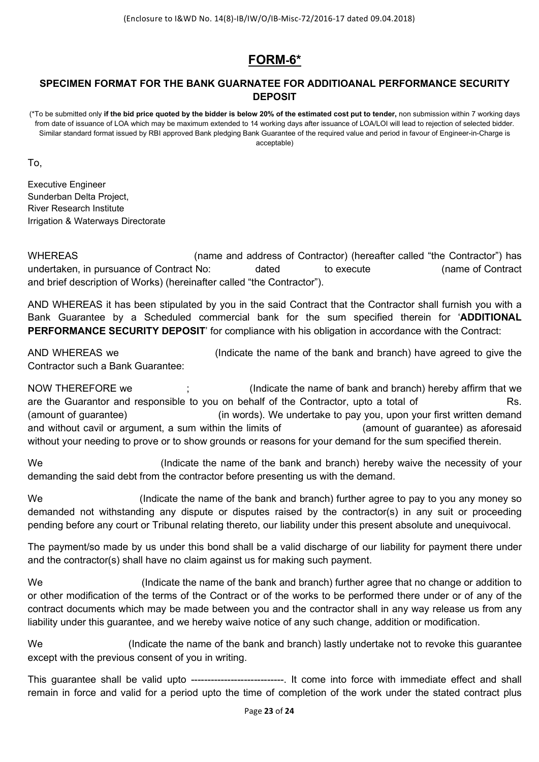(Enclosure to I&WD No. 14(8)-IB/IW/O/IB-Misc-72/2016-17 dated 09.04.2018)

# FORM-6*

### SPECIMEN FORMAT FOR THE BANK GUARNATEE FOR ADDITIOANAL PERFORMANCE SECURITY DEPOSIT

(*To be submitted only **if the bid price quoted by the bidder is below 20% of the estimated cost put to tender,** non submission within 7 working days from date of issuance of LOA which may be maximum extended to 14 working days after issuance of LOA/LOI will lead to rejection of selected bidder. Similar standard format issued by RBI approved Bank pledging Bank Guarantee of the required value and period in favour of Engineer-in-Charge is acceptable)

To,

Executive Engineer
Sunderban Delta Project,
River Research Institute
Irrigation & Waterways Directorate

WHEREAS (name and address of Contractor) (hereafter called "the Contractor") has undertaken, in pursuance of Contract No: dated to execute (name of Contract and brief description of Works) (hereinafter called "the Contractor").

AND WHEREAS it has been stipulated by you in the said Contract that the Contractor shall furnish you with a Bank Guarantee by a Scheduled commercial bank for the sum specified therein for '**ADDITIONAL PERFORMANCE SECURITY DEPOSIT**' for compliance with his obligation in accordance with the Contract:

AND WHEREAS we (Indicate the name of the bank and branch) have agreed to give the Contractor such a Bank Guarantee:

NOW THEREFORE we ; (Indicate the name of bank and branch) hereby affirm that we are the Guarantor and responsible to you on behalf of the Contractor, upto a total of Rs. (amount of guarantee) (in words). We undertake to pay you, upon your first written demand and without cavil or argument, a sum within the limits of (amount of guarantee) as aforesaid without your needing to prove or to show grounds or reasons for your demand for the sum specified therein.

We (Indicate the name of the bank and branch) hereby waive the necessity of your demanding the said debt from the contractor before presenting us with the demand.

We (Indicate the name of the bank and branch) further agree to pay to you any money so demanded not withstanding any dispute or disputes raised by the contractor(s) in any suit or proceeding pending before any court or Tribunal relating thereto, our liability under this present absolute and unequivocal.

The payment/so made by us under this bond shall be a valid discharge of our liability for payment there under and the contractor(s) shall have no claim against us for making such payment.

We (Indicate the name of the bank and branch) further agree that no change or addition to or other modification of the terms of the Contract or of the works to be performed there under or of any of the contract documents which may be made between you and the contractor shall in any way release us from any liability under this guarantee, and we hereby waive notice of any such change, addition or modification.

We (Indicate the name of the bank and branch) lastly undertake not to revoke this guarantee except with the previous consent of you in writing.

This guarantee shall be valid upto ----------------------------. It come into force with immediate effect and shall remain in force and valid for a period upto the time of completion of the work under the stated contract plus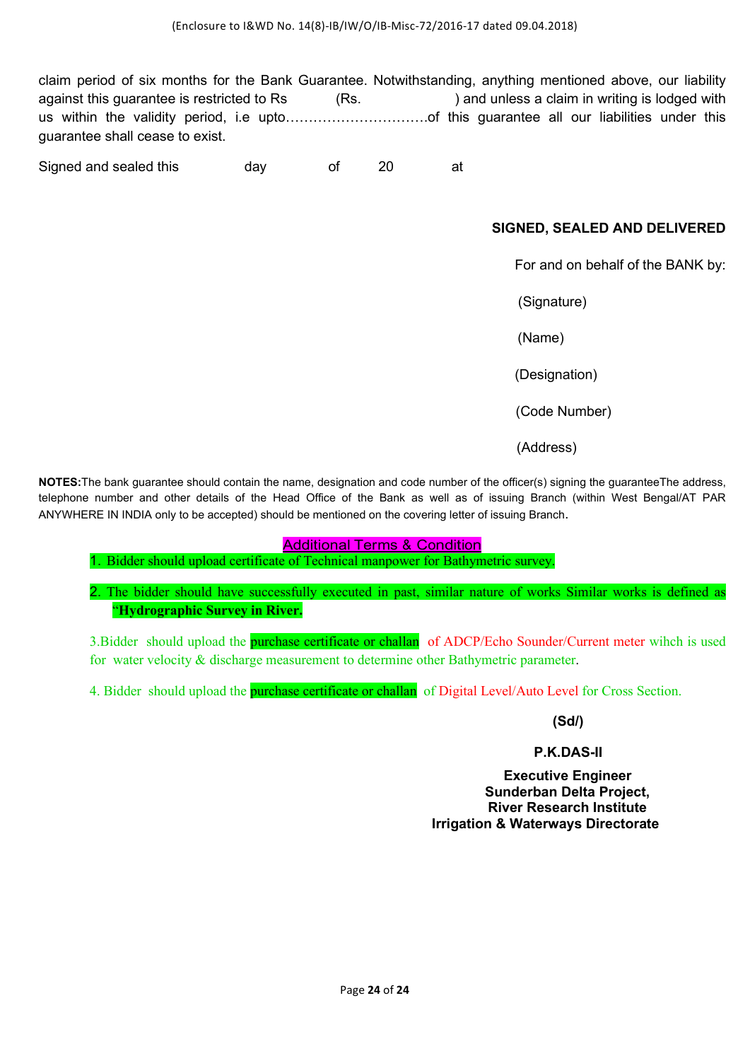claim period of six months for the Bank Guarantee. Notwithstanding, anything mentioned above, our liability against this guarantee is restricted to Rs (Rs. ) and unless a claim in writing is lodged with us within the validity period, i.e upto…………………………of this guarantee all our liabilities under this guarantee shall cease to exist.

Signed and sealed this day of 20 at

**SIGNED, SEALED AND DELIVERED**

For and on behalf of the BANK by:

(Signature)

(Name)

(Designation)

(Code Number)

(Address)

**NOTES:**The bank guarantee should contain the name, designation and code number of the officer(s) signing the guaranteeThe address, telephone number and other details of the Head Office of the Bank as well as of issuing Branch (within West Bengal/AT PAR ANYWHERE IN INDIA only to be accepted) should be mentioned on the covering letter of issuing Branch.

## Additional Terms & Condition

1. Bidder should upload certificate of Technical manpower for Bathymetric survey.
2. The bidder should have successfully executed in past, similar nature of works Similar works is defined as "**Hydrographic Survey in River.**
3. Bidder should upload the purchase certificate or challan of ADCP/Echo Sounder/Current meter wihch is used for water velocity & discharge measurement to determine other Bathymetric parameter.
4. Bidder should upload the purchase certificate or challan of Digital Level/Auto Level for Cross Section.

**(Sd/)**

**P.K.DAS-II**

**Executive Engineer**
**Sunderban Delta Project,**
**River Research Institute**
**Irrigation & Waterways Directorate**